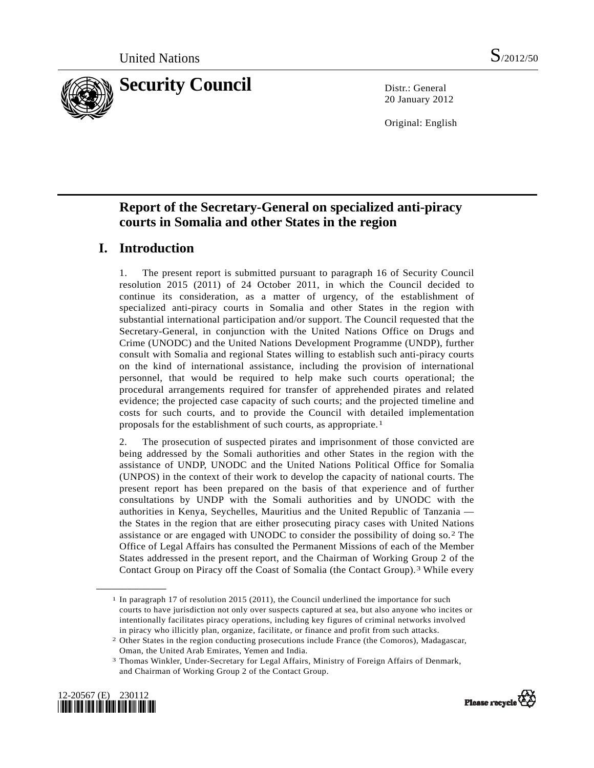United Nations S/2012/50

# Security Council

Distr.: General
20 January 2012

Original: English

## Report of the Secretary-General on specialized anti-piracy courts in Somalia and other States in the region

## I. Introduction

1. The present report is submitted pursuant to paragraph 16 of Security Council resolution 2015 (2011) of 24 October 2011, in which the Council decided to continue its consideration, as a matter of urgency, of the establishment of specialized anti-piracy courts in Somalia and other States in the region with substantial international participation and/or support. The Council requested that the Secretary-General, in conjunction with the United Nations Office on Drugs and Crime (UNODC) and the United Nations Development Programme (UNDP), further consult with Somalia and regional States willing to establish such anti-piracy courts on the kind of international assistance, including the provision of international personnel, that would be required to help make such courts operational; the procedural arrangements required for transfer of apprehended pirates and related evidence; the projected case capacity of such courts; and the projected timeline and costs for such courts, and to provide the Council with detailed implementation proposals for the establishment of such courts, as appropriate.[1]

2. The prosecution of suspected pirates and imprisonment of those convicted are being addressed by the Somali authorities and other States in the region with the assistance of UNDP, UNODC and the United Nations Political Office for Somalia (UNPOS) in the context of their work to develop the capacity of national courts. The present report has been prepared on the basis of that experience and of further consultations by UNDP with the Somali authorities and by UNODC with the authorities in Kenya, Seychelles, Mauritius and the United Republic of Tanzania — the States in the region that are either prosecuting piracy cases with United Nations assistance or are engaged with UNODC to consider the possibility of doing so.[2] The Office of Legal Affairs has consulted the Permanent Missions of each of the Member States addressed in the present report, and the Chairman of Working Group 2 of the Contact Group on Piracy off the Coast of Somalia (the Contact Group).[3] While every

---

[1] In paragraph 17 of resolution 2015 (2011), the Council underlined the importance for such courts to have jurisdiction not only over suspects captured at sea, but also anyone who incites or intentionally facilitates piracy operations, including key figures of criminal networks involved in piracy who illicitly plan, organize, facilitate, or finance and profit from such attacks.

[2] Other States in the region conducting prosecutions include France (the Comoros), Madagascar, Oman, the United Arab Emirates, Yemen and India.

[3] Thomas Winkler, Under-Secretary for Legal Affairs, Ministry of Foreign Affairs of Denmark, and Chairman of Working Group 2 of the Contact Group.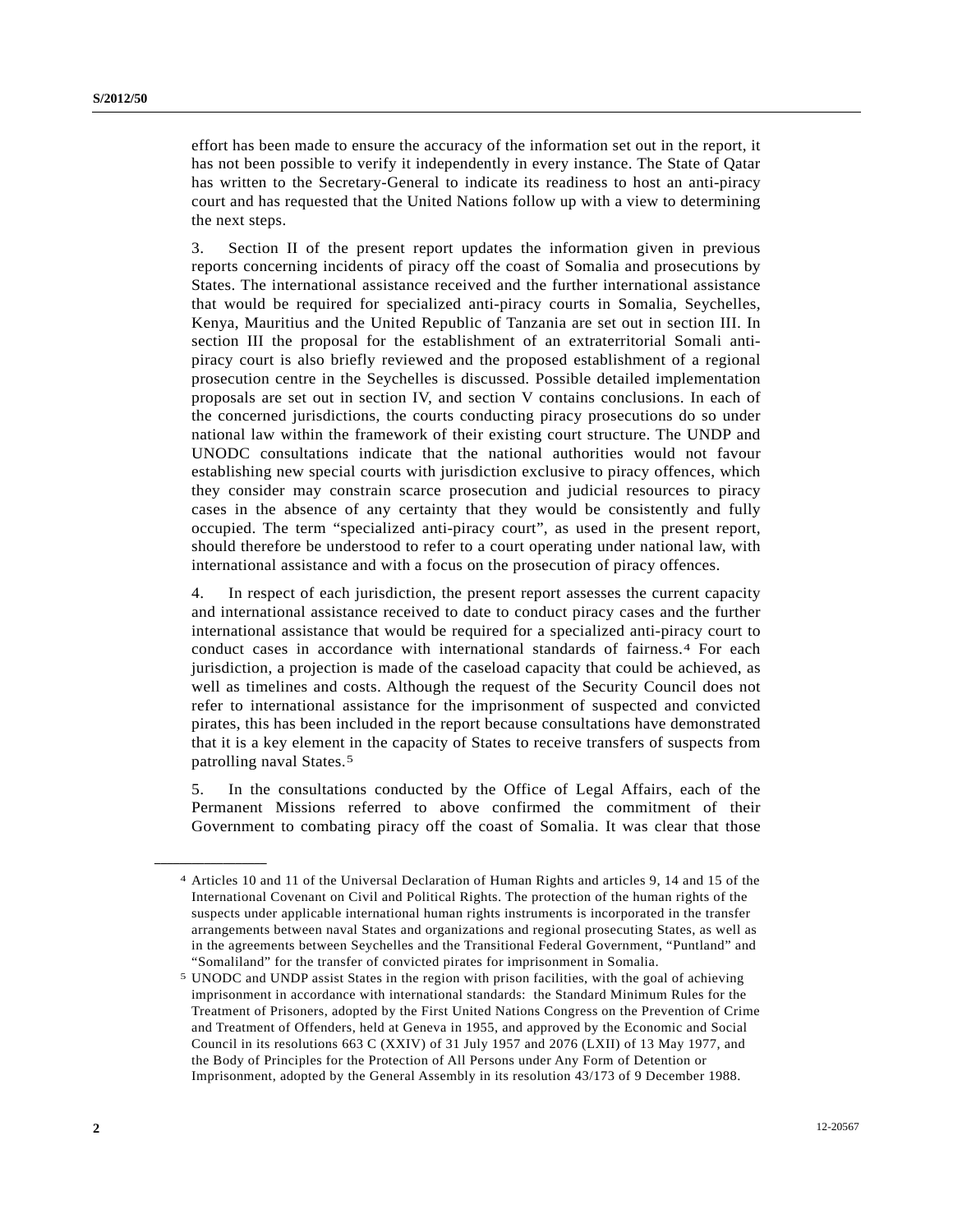effort has been made to ensure the accuracy of the information set out in the report, it has not been possible to verify it independently in every instance. The State of Qatar has written to the Secretary-General to indicate its readiness to host an anti-piracy court and has requested that the United Nations follow up with a view to determining the next steps.

3. Section II of the present report updates the information given in previous reports concerning incidents of piracy off the coast of Somalia and prosecutions by States. The international assistance received and the further international assistance that would be required for specialized anti-piracy courts in Somalia, Seychelles, Kenya, Mauritius and the United Republic of Tanzania are set out in section III. In section III the proposal for the establishment of an extraterritorial Somali anti-piracy court is also briefly reviewed and the proposed establishment of a regional prosecution centre in the Seychelles is discussed. Possible detailed implementation proposals are set out in section IV, and section V contains conclusions. In each of the concerned jurisdictions, the courts conducting piracy prosecutions do so under national law within the framework of their existing court structure. The UNDP and UNODC consultations indicate that the national authorities would not favour establishing new special courts with jurisdiction exclusive to piracy offences, which they consider may constrain scarce prosecution and judicial resources to piracy cases in the absence of any certainty that they would be consistently and fully occupied. The term "specialized anti-piracy court", as used in the present report, should therefore be understood to refer to a court operating under national law, with international assistance and with a focus on the prosecution of piracy offences.

4. In respect of each jurisdiction, the present report assesses the current capacity and international assistance received to date to conduct piracy cases and the further international assistance that would be required for a specialized anti-piracy court to conduct cases in accordance with international standards of fairness.[4] For each jurisdiction, a projection is made of the caseload capacity that could be achieved, as well as timelines and costs. Although the request of the Security Council does not refer to international assistance for the imprisonment of suspected and convicted pirates, this has been included in the report because consultations have demonstrated that it is a key element in the capacity of States to receive transfers of suspects from patrolling naval States.[5]

5. In the consultations conducted by the Office of Legal Affairs, each of the Permanent Missions referred to above confirmed the commitment of their Government to combating piracy off the coast of Somalia. It was clear that those

---

[4] Articles 10 and 11 of the Universal Declaration of Human Rights and articles 9, 14 and 15 of the International Covenant on Civil and Political Rights. The protection of the human rights of the suspects under applicable international human rights instruments is incorporated in the transfer arrangements between naval States and organizations and regional prosecuting States, as well as in the agreements between Seychelles and the Transitional Federal Government, "Puntland" and "Somaliland" for the transfer of convicted pirates for imprisonment in Somalia.

[5] UNODC and UNDP assist States in the region with prison facilities, with the goal of achieving imprisonment in accordance with international standards: the Standard Minimum Rules for the Treatment of Prisoners, adopted by the First United Nations Congress on the Prevention of Crime and Treatment of Offenders, held at Geneva in 1955, and approved by the Economic and Social Council in its resolutions 663 C (XXIV) of 31 July 1957 and 2076 (LXII) of 13 May 1977, and the Body of Principles for the Protection of All Persons under Any Form of Detention or Imprisonment, adopted by the General Assembly in its resolution 43/173 of 9 December 1988.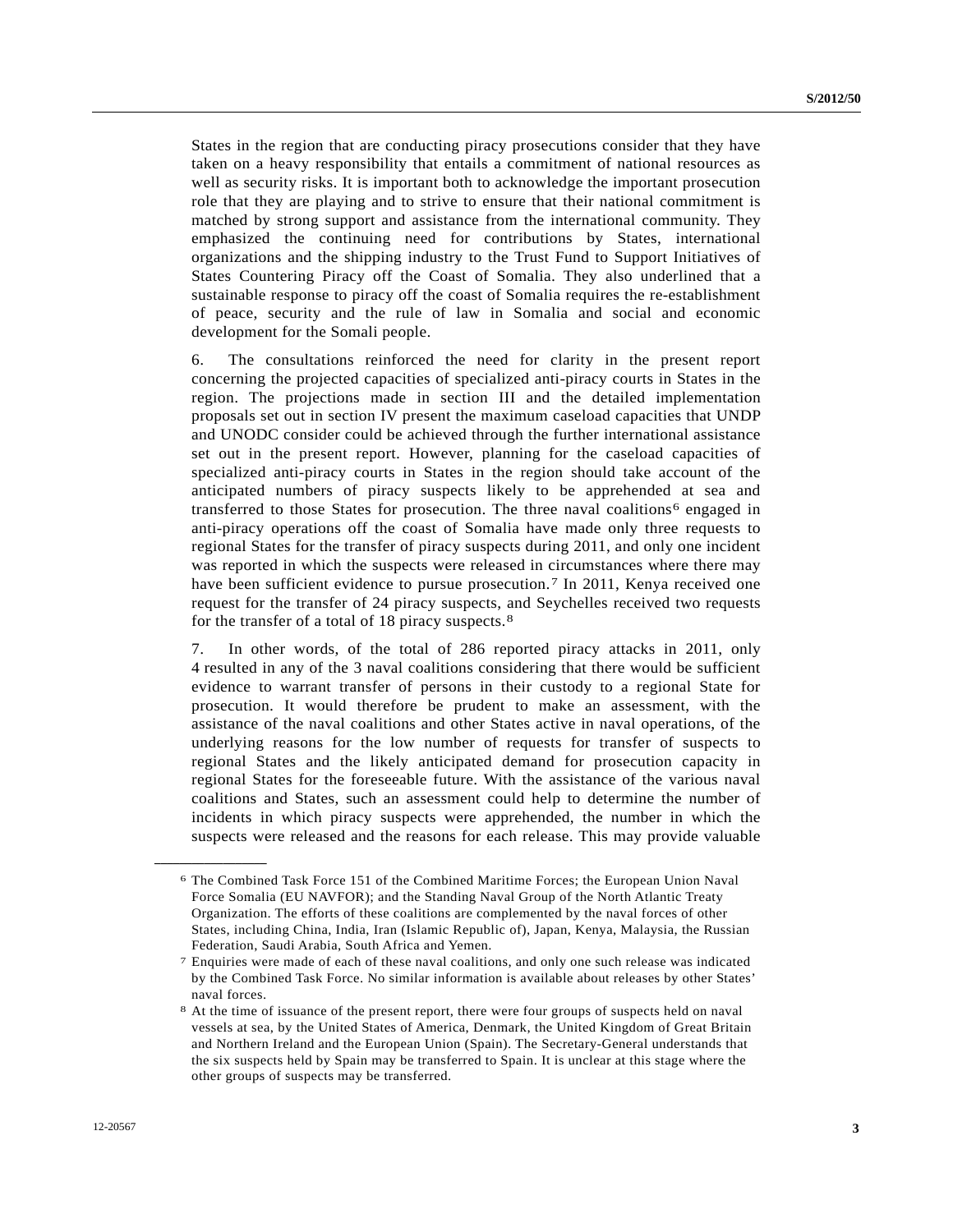States in the region that are conducting piracy prosecutions consider that they have taken on a heavy responsibility that entails a commitment of national resources as well as security risks. It is important both to acknowledge the important prosecution role that they are playing and to strive to ensure that their national commitment is matched by strong support and assistance from the international community. They emphasized the continuing need for contributions by States, international organizations and the shipping industry to the Trust Fund to Support Initiatives of States Countering Piracy off the Coast of Somalia. They also underlined that a sustainable response to piracy off the coast of Somalia requires the re-establishment of peace, security and the rule of law in Somalia and social and economic development for the Somali people.

6. The consultations reinforced the need for clarity in the present report concerning the projected capacities of specialized anti-piracy courts in States in the region. The projections made in section III and the detailed implementation proposals set out in section IV present the maximum caseload capacities that UNDP and UNODC consider could be achieved through the further international assistance set out in the present report. However, planning for the caseload capacities of specialized anti-piracy courts in States in the region should take account of the anticipated numbers of piracy suspects likely to be apprehended at sea and transferred to those States for prosecution. The three naval coalitions[6] engaged in anti-piracy operations off the coast of Somalia have made only three requests to regional States for the transfer of piracy suspects during 2011, and only one incident was reported in which the suspects were released in circumstances where there may have been sufficient evidence to pursue prosecution.[7] In 2011, Kenya received one request for the transfer of 24 piracy suspects, and Seychelles received two requests for the transfer of a total of 18 piracy suspects.[8]

7. In other words, of the total of 286 reported piracy attacks in 2011, only 4 resulted in any of the 3 naval coalitions considering that there would be sufficient evidence to warrant transfer of persons in their custody to a regional State for prosecution. It would therefore be prudent to make an assessment, with the assistance of the naval coalitions and other States active in naval operations, of the underlying reasons for the low number of requests for transfer of suspects to regional States and the likely anticipated demand for prosecution capacity in regional States for the foreseeable future. With the assistance of the various naval coalitions and States, such an assessment could help to determine the number of incidents in which piracy suspects were apprehended, the number in which the suspects were released and the reasons for each release. This may provide valuable

---

[6] The Combined Task Force 151 of the Combined Maritime Forces; the European Union Naval Force Somalia (EU NAVFOR); and the Standing Naval Group of the North Atlantic Treaty Organization. The efforts of these coalitions are complemented by the naval forces of other States, including China, India, Iran (Islamic Republic of), Japan, Kenya, Malaysia, the Russian Federation, Saudi Arabia, South Africa and Yemen.

[7] Enquiries were made of each of these naval coalitions, and only one such release was indicated by the Combined Task Force. No similar information is available about releases by other States' naval forces.

[8] At the time of issuance of the present report, there were four groups of suspects held on naval vessels at sea, by the United States of America, Denmark, the United Kingdom of Great Britain and Northern Ireland and the European Union (Spain). The Secretary-General understands that the six suspects held by Spain may be transferred to Spain. It is unclear at this stage where the other groups of suspects may be transferred.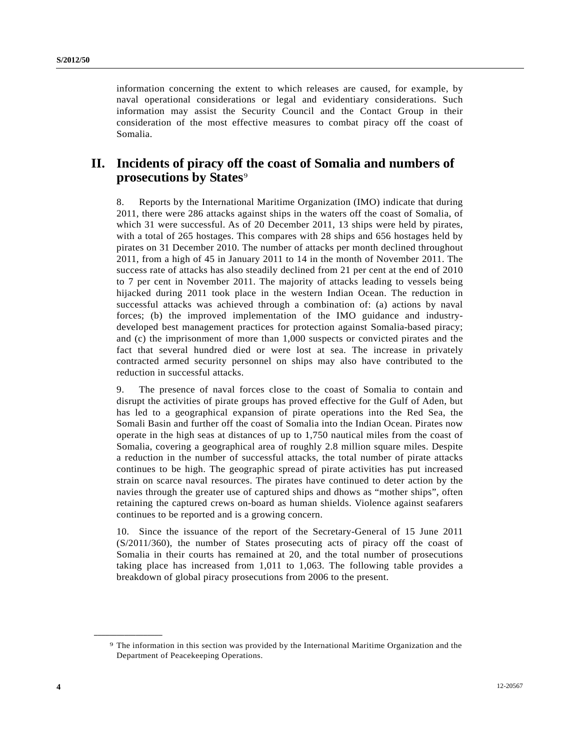information concerning the extent to which releases are caused, for example, by naval operational considerations or legal and evidentiary considerations. Such information may assist the Security Council and the Contact Group in their consideration of the most effective measures to combat piracy off the coast of Somalia.

## II. Incidents of piracy off the coast of Somalia and numbers of prosecutions by States[9]

8. Reports by the International Maritime Organization (IMO) indicate that during 2011, there were 286 attacks against ships in the waters off the coast of Somalia, of which 31 were successful. As of 20 December 2011, 13 ships were held by pirates, with a total of 265 hostages. This compares with 28 ships and 656 hostages held by pirates on 31 December 2010. The number of attacks per month declined throughout 2011, from a high of 45 in January 2011 to 14 in the month of November 2011. The success rate of attacks has also steadily declined from 21 per cent at the end of 2010 to 7 per cent in November 2011. The majority of attacks leading to vessels being hijacked during 2011 took place in the western Indian Ocean. The reduction in successful attacks was achieved through a combination of: (a) actions by naval forces; (b) the improved implementation of the IMO guidance and industry-developed best management practices for protection against Somalia-based piracy; and (c) the imprisonment of more than 1,000 suspects or convicted pirates and the fact that several hundred died or were lost at sea. The increase in privately contracted armed security personnel on ships may also have contributed to the reduction in successful attacks.

9. The presence of naval forces close to the coast of Somalia to contain and disrupt the activities of pirate groups has proved effective for the Gulf of Aden, but has led to a geographical expansion of pirate operations into the Red Sea, the Somali Basin and further off the coast of Somalia into the Indian Ocean. Pirates now operate in the high seas at distances of up to 1,750 nautical miles from the coast of Somalia, covering a geographical area of roughly 2.8 million square miles. Despite a reduction in the number of successful attacks, the total number of pirate attacks continues to be high. The geographic spread of pirate activities has put increased strain on scarce naval resources. The pirates have continued to deter action by the navies through the greater use of captured ships and dhows as "mother ships", often retaining the captured crews on-board as human shields. Violence against seafarers continues to be reported and is a growing concern.

10. Since the issuance of the report of the Secretary-General of 15 June 2011 (S/2011/360), the number of States prosecuting acts of piracy off the coast of Somalia in their courts has remained at 20, and the total number of prosecutions taking place has increased from 1,011 to 1,063. The following table provides a breakdown of global piracy prosecutions from 2006 to the present.

---

[9] The information in this section was provided by the International Maritime Organization and the Department of Peacekeeping Operations.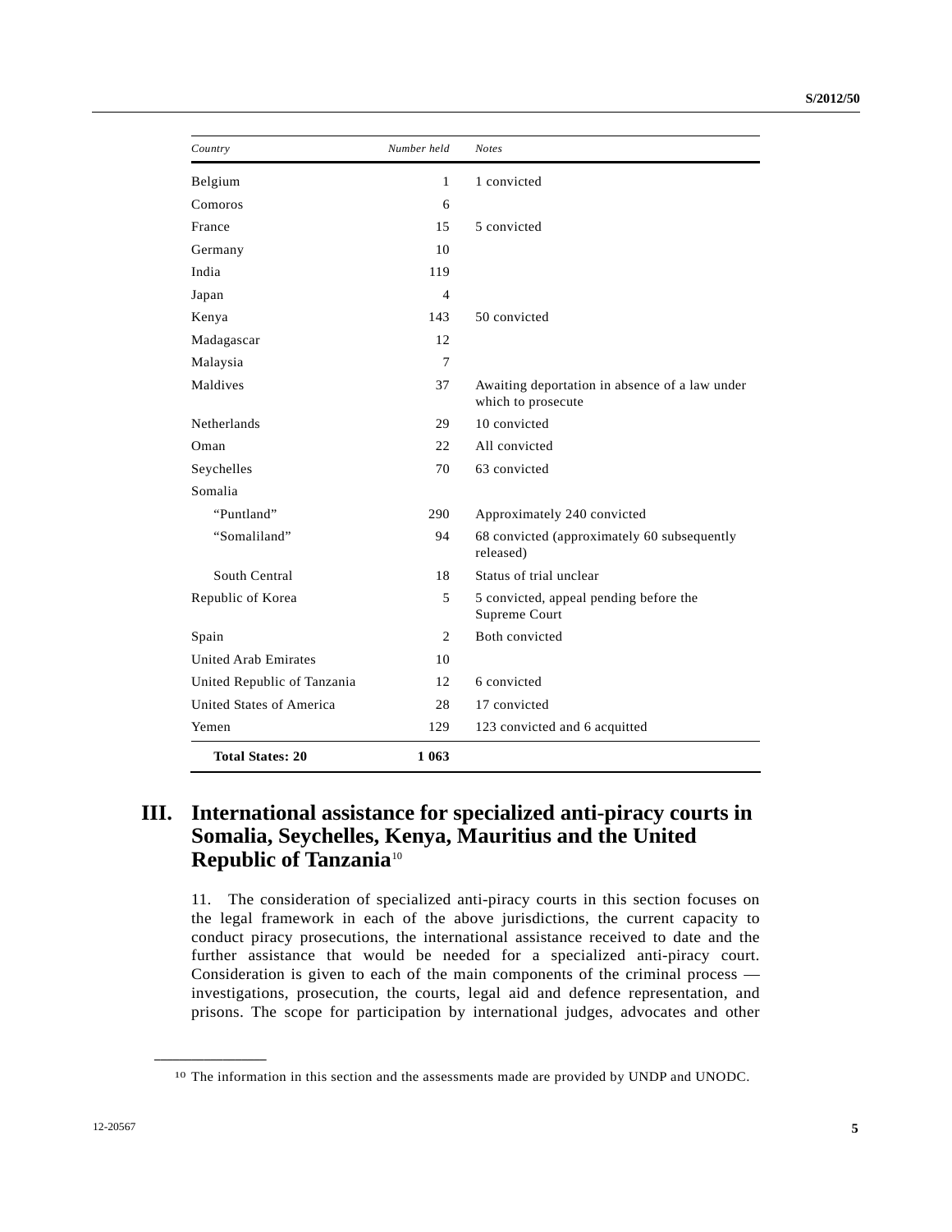| *Country* | *Number held* | *Notes* |
|---|---|---|
| Belgium | 1 | 1 convicted |
| Comoros | 6 | |
| France | 15 | 5 convicted |
| Germany | 10 | |
| India | 119 | |
| Japan | 4 | |
| Kenya | 143 | 50 convicted |
| Madagascar | 12 | |
| Malaysia | 7 | |
| Maldives | 37 | Awaiting deportation in absence of a law under which to prosecute |
| Netherlands | 29 | 10 convicted |
| Oman | 22 | All convicted |
| Seychelles | 70 | 63 convicted |
| Somalia | | |
| "Puntland" | 290 | Approximately 240 convicted |
| "Somaliland" | 94 | 68 convicted (approximately 60 subsequently released) |
| South Central | 18 | Status of trial unclear |
| Republic of Korea | 5 | 5 convicted, appeal pending before the Supreme Court |
| Spain | 2 | Both convicted |
| United Arab Emirates | 10 | |
| United Republic of Tanzania | 12 | 6 convicted |
| United States of America | 28 | 17 convicted |
| Yemen | 129 | 123 convicted and 6 acquitted |
| **Total States: 20** | **1 063** | |

# III. International assistance for specialized anti-piracy courts in Somalia, Seychelles, Kenya, Mauritius and the United Republic of Tanzania[10]

11. The consideration of specialized anti-piracy courts in this section focuses on the legal framework in each of the above jurisdictions, the current capacity to conduct piracy prosecutions, the international assistance received to date and the further assistance that would be needed for a specialized anti-piracy court. Consideration is given to each of the main components of the criminal process — investigations, prosecution, the courts, legal aid and defence representation, and prisons. The scope for participation by international judges, advocates and other

[10] The information in this section and the assessments made are provided by UNDP and UNODC.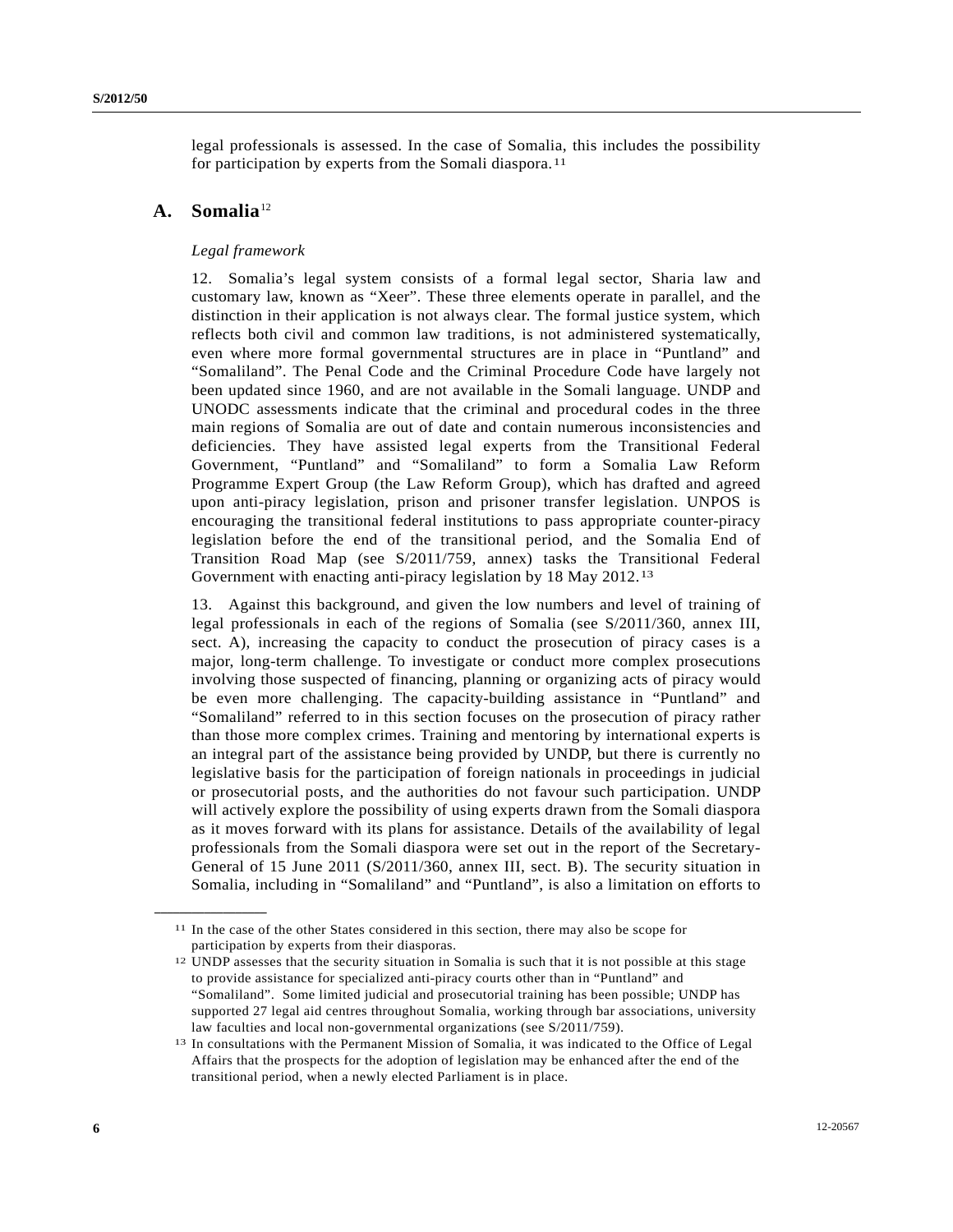legal professionals is assessed. In the case of Somalia, this includes the possibility for participation by experts from the Somali diaspora.[11]

## A. Somalia[12]

*Legal framework*

12. Somalia's legal system consists of a formal legal sector, Sharia law and customary law, known as "Xeer". These three elements operate in parallel, and the distinction in their application is not always clear. The formal justice system, which reflects both civil and common law traditions, is not administered systematically, even where more formal governmental structures are in place in "Puntland" and "Somaliland". The Penal Code and the Criminal Procedure Code have largely not been updated since 1960, and are not available in the Somali language. UNDP and UNODC assessments indicate that the criminal and procedural codes in the three main regions of Somalia are out of date and contain numerous inconsistencies and deficiencies. They have assisted legal experts from the Transitional Federal Government, "Puntland" and "Somaliland" to form a Somalia Law Reform Programme Expert Group (the Law Reform Group), which has drafted and agreed upon anti-piracy legislation, prison and prisoner transfer legislation. UNPOS is encouraging the transitional federal institutions to pass appropriate counter-piracy legislation before the end of the transitional period, and the Somalia End of Transition Road Map (see S/2011/759, annex) tasks the Transitional Federal Government with enacting anti-piracy legislation by 18 May 2012.[13]

13. Against this background, and given the low numbers and level of training of legal professionals in each of the regions of Somalia (see S/2011/360, annex III, sect. A), increasing the capacity to conduct the prosecution of piracy cases is a major, long-term challenge. To investigate or conduct more complex prosecutions involving those suspected of financing, planning or organizing acts of piracy would be even more challenging. The capacity-building assistance in "Puntland" and "Somaliland" referred to in this section focuses on the prosecution of piracy rather than those more complex crimes. Training and mentoring by international experts is an integral part of the assistance being provided by UNDP, but there is currently no legislative basis for the participation of foreign nationals in proceedings in judicial or prosecutorial posts, and the authorities do not favour such participation. UNDP will actively explore the possibility of using experts drawn from the Somali diaspora as it moves forward with its plans for assistance. Details of the availability of legal professionals from the Somali diaspora were set out in the report of the Secretary-General of 15 June 2011 (S/2011/360, annex III, sect. B). The security situation in Somalia, including in "Somaliland" and "Puntland", is also a limitation on efforts to

---

[11] In the case of the other States considered in this section, there may also be scope for participation by experts from their diasporas.

[12] UNDP assesses that the security situation in Somalia is such that it is not possible at this stage to provide assistance for specialized anti-piracy courts other than in "Puntland" and "Somaliland". Some limited judicial and prosecutorial training has been possible; UNDP has supported 27 legal aid centres throughout Somalia, working through bar associations, university law faculties and local non-governmental organizations (see S/2011/759).

[13] In consultations with the Permanent Mission of Somalia, it was indicated to the Office of Legal Affairs that the prospects for the adoption of legislation may be enhanced after the end of the transitional period, when a newly elected Parliament is in place.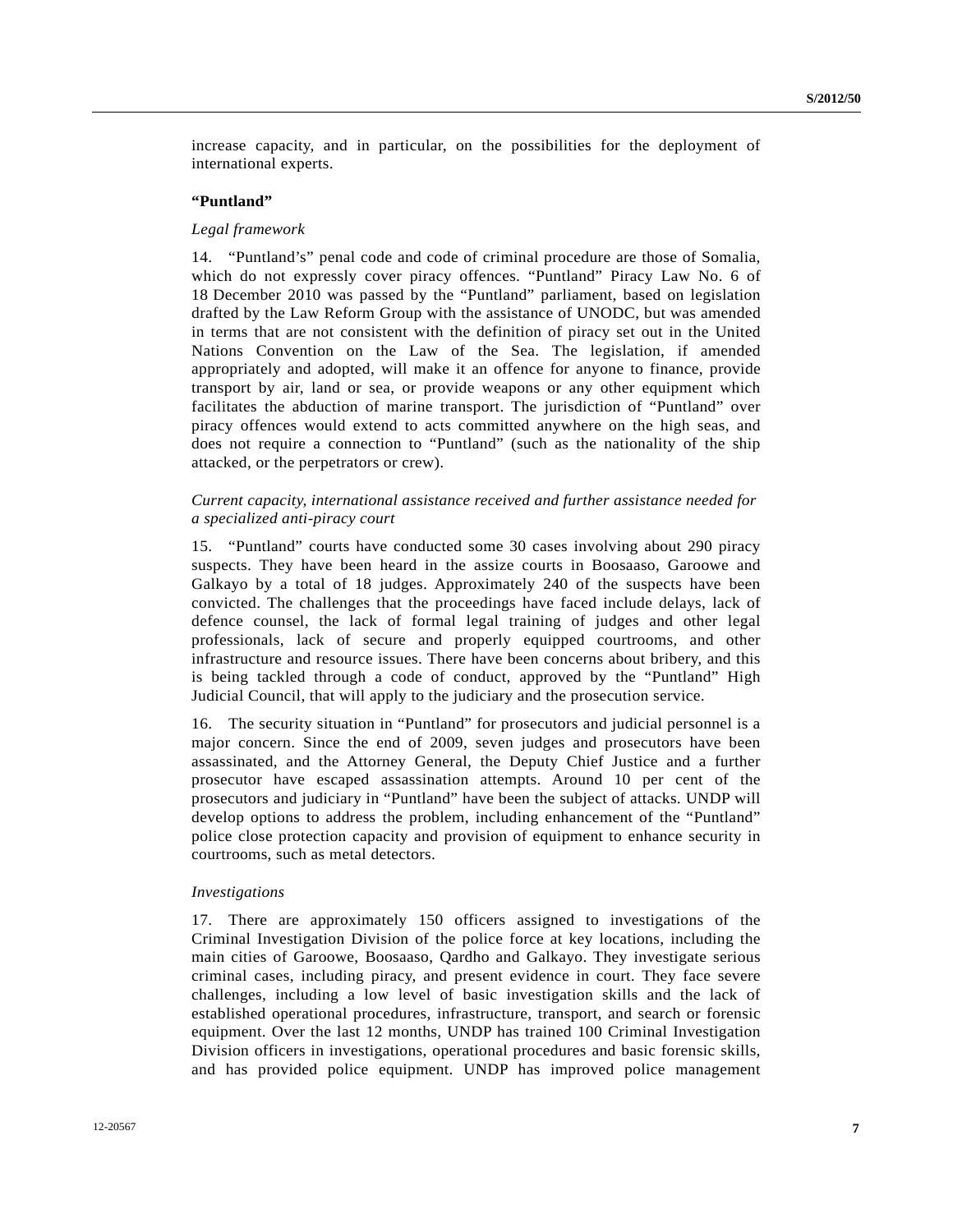increase capacity, and in particular, on the possibilities for the deployment of international experts.

**"Puntland"**

*Legal framework*

14. "Puntland's" penal code and code of criminal procedure are those of Somalia, which do not expressly cover piracy offences. "Puntland" Piracy Law No. 6 of 18 December 2010 was passed by the "Puntland" parliament, based on legislation drafted by the Law Reform Group with the assistance of UNODC, but was amended in terms that are not consistent with the definition of piracy set out in the United Nations Convention on the Law of the Sea. The legislation, if amended appropriately and adopted, will make it an offence for anyone to finance, provide transport by air, land or sea, or provide weapons or any other equipment which facilitates the abduction of marine transport. The jurisdiction of "Puntland" over piracy offences would extend to acts committed anywhere on the high seas, and does not require a connection to "Puntland" (such as the nationality of the ship attacked, or the perpetrators or crew).

*Current capacity, international assistance received and further assistance needed for a specialized anti-piracy court*

15. "Puntland" courts have conducted some 30 cases involving about 290 piracy suspects. They have been heard in the assize courts in Boosaaso, Garoowe and Galkayo by a total of 18 judges. Approximately 240 of the suspects have been convicted. The challenges that the proceedings have faced include delays, lack of defence counsel, the lack of formal legal training of judges and other legal professionals, lack of secure and properly equipped courtrooms, and other infrastructure and resource issues. There have been concerns about bribery, and this is being tackled through a code of conduct, approved by the "Puntland" High Judicial Council, that will apply to the judiciary and the prosecution service.

16. The security situation in "Puntland" for prosecutors and judicial personnel is a major concern. Since the end of 2009, seven judges and prosecutors have been assassinated, and the Attorney General, the Deputy Chief Justice and a further prosecutor have escaped assassination attempts. Around 10 per cent of the prosecutors and judiciary in "Puntland" have been the subject of attacks. UNDP will develop options to address the problem, including enhancement of the "Puntland" police close protection capacity and provision of equipment to enhance security in courtrooms, such as metal detectors.

*Investigations*

17. There are approximately 150 officers assigned to investigations of the Criminal Investigation Division of the police force at key locations, including the main cities of Garoowe, Boosaaso, Qardho and Galkayo. They investigate serious criminal cases, including piracy, and present evidence in court. They face severe challenges, including a low level of basic investigation skills and the lack of established operational procedures, infrastructure, transport, and search or forensic equipment. Over the last 12 months, UNDP has trained 100 Criminal Investigation Division officers in investigations, operational procedures and basic forensic skills, and has provided police equipment. UNDP has improved police management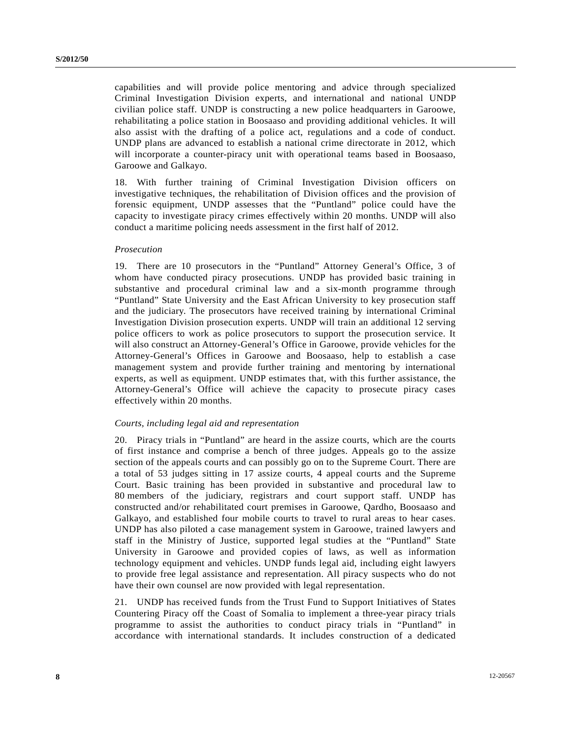capabilities and will provide police mentoring and advice through specialized Criminal Investigation Division experts, and international and national UNDP civilian police staff. UNDP is constructing a new police headquarters in Garoowe, rehabilitating a police station in Boosaaso and providing additional vehicles. It will also assist with the drafting of a police act, regulations and a code of conduct. UNDP plans are advanced to establish a national crime directorate in 2012, which will incorporate a counter-piracy unit with operational teams based in Boosaaso, Garoowe and Galkayo.

18. With further training of Criminal Investigation Division officers on investigative techniques, the rehabilitation of Division offices and the provision of forensic equipment, UNDP assesses that the "Puntland" police could have the capacity to investigate piracy crimes effectively within 20 months. UNDP will also conduct a maritime policing needs assessment in the first half of 2012.

*Prosecution*

19. There are 10 prosecutors in the "Puntland" Attorney General's Office, 3 of whom have conducted piracy prosecutions. UNDP has provided basic training in substantive and procedural criminal law and a six-month programme through "Puntland" State University and the East African University to key prosecution staff and the judiciary. The prosecutors have received training by international Criminal Investigation Division prosecution experts. UNDP will train an additional 12 serving police officers to work as police prosecutors to support the prosecution service. It will also construct an Attorney-General's Office in Garoowe, provide vehicles for the Attorney-General's Offices in Garoowe and Boosaaso, help to establish a case management system and provide further training and mentoring by international experts, as well as equipment. UNDP estimates that, with this further assistance, the Attorney-General's Office will achieve the capacity to prosecute piracy cases effectively within 20 months.

*Courts, including legal aid and representation*

20. Piracy trials in "Puntland" are heard in the assize courts, which are the courts of first instance and comprise a bench of three judges. Appeals go to the assize section of the appeals courts and can possibly go on to the Supreme Court. There are a total of 53 judges sitting in 17 assize courts, 4 appeal courts and the Supreme Court. Basic training has been provided in substantive and procedural law to 80 members of the judiciary, registrars and court support staff. UNDP has constructed and/or rehabilitated court premises in Garoowe, Qardho, Boosaaso and Galkayo, and established four mobile courts to travel to rural areas to hear cases. UNDP has also piloted a case management system in Garoowe, trained lawyers and staff in the Ministry of Justice, supported legal studies at the "Puntland" State University in Garoowe and provided copies of laws, as well as information technology equipment and vehicles. UNDP funds legal aid, including eight lawyers to provide free legal assistance and representation. All piracy suspects who do not have their own counsel are now provided with legal representation.

21. UNDP has received funds from the Trust Fund to Support Initiatives of States Countering Piracy off the Coast of Somalia to implement a three-year piracy trials programme to assist the authorities to conduct piracy trials in "Puntland" in accordance with international standards. It includes construction of a dedicated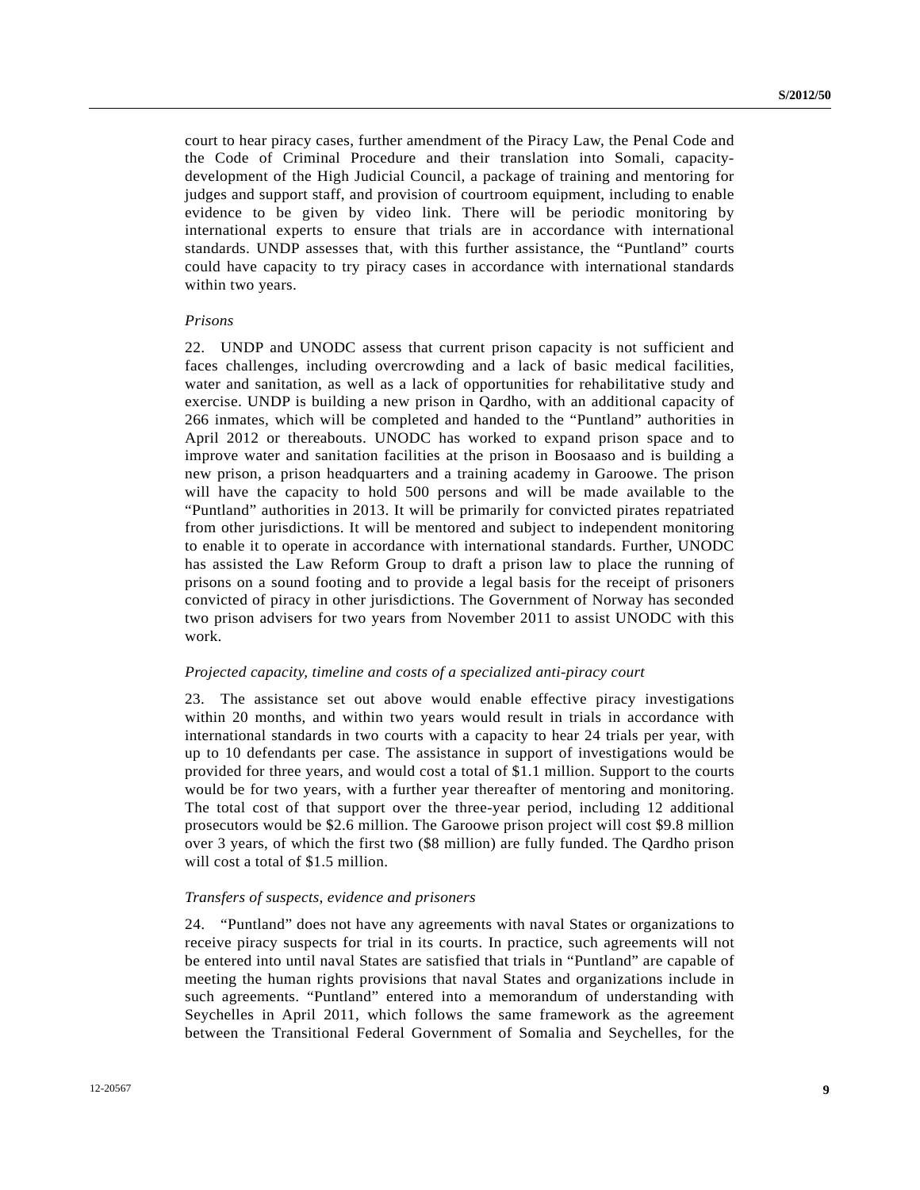court to hear piracy cases, further amendment of the Piracy Law, the Penal Code and the Code of Criminal Procedure and their translation into Somali, capacity-development of the High Judicial Council, a package of training and mentoring for judges and support staff, and provision of courtroom equipment, including to enable evidence to be given by video link. There will be periodic monitoring by international experts to ensure that trials are in accordance with international standards. UNDP assesses that, with this further assistance, the "Puntland" courts could have capacity to try piracy cases in accordance with international standards within two years.

*Prisons*

22. UNDP and UNODC assess that current prison capacity is not sufficient and faces challenges, including overcrowding and a lack of basic medical facilities, water and sanitation, as well as a lack of opportunities for rehabilitative study and exercise. UNDP is building a new prison in Qardho, with an additional capacity of 266 inmates, which will be completed and handed to the "Puntland" authorities in April 2012 or thereabouts. UNODC has worked to expand prison space and to improve water and sanitation facilities at the prison in Boosaaso and is building a new prison, a prison headquarters and a training academy in Garoowe. The prison will have the capacity to hold 500 persons and will be made available to the "Puntland" authorities in 2013. It will be primarily for convicted pirates repatriated from other jurisdictions. It will be mentored and subject to independent monitoring to enable it to operate in accordance with international standards. Further, UNODC has assisted the Law Reform Group to draft a prison law to place the running of prisons on a sound footing and to provide a legal basis for the receipt of prisoners convicted of piracy in other jurisdictions. The Government of Norway has seconded two prison advisers for two years from November 2011 to assist UNODC with this work.

*Projected capacity, timeline and costs of a specialized anti-piracy court*

23. The assistance set out above would enable effective piracy investigations within 20 months, and within two years would result in trials in accordance with international standards in two courts with a capacity to hear 24 trials per year, with up to 10 defendants per case. The assistance in support of investigations would be provided for three years, and would cost a total of $1.1 million. Support to the courts would be for two years, with a further year thereafter of mentoring and monitoring. The total cost of that support over the three-year period, including 12 additional prosecutors would be $2.6 million. The Garoowe prison project will cost $9.8 million over 3 years, of which the first two ($8 million) are fully funded. The Qardho prison will cost a total of $1.5 million.

*Transfers of suspects, evidence and prisoners*

24. "Puntland" does not have any agreements with naval States or organizations to receive piracy suspects for trial in its courts. In practice, such agreements will not be entered into until naval States are satisfied that trials in "Puntland" are capable of meeting the human rights provisions that naval States and organizations include in such agreements. "Puntland" entered into a memorandum of understanding with Seychelles in April 2011, which follows the same framework as the agreement between the Transitional Federal Government of Somalia and Seychelles, for the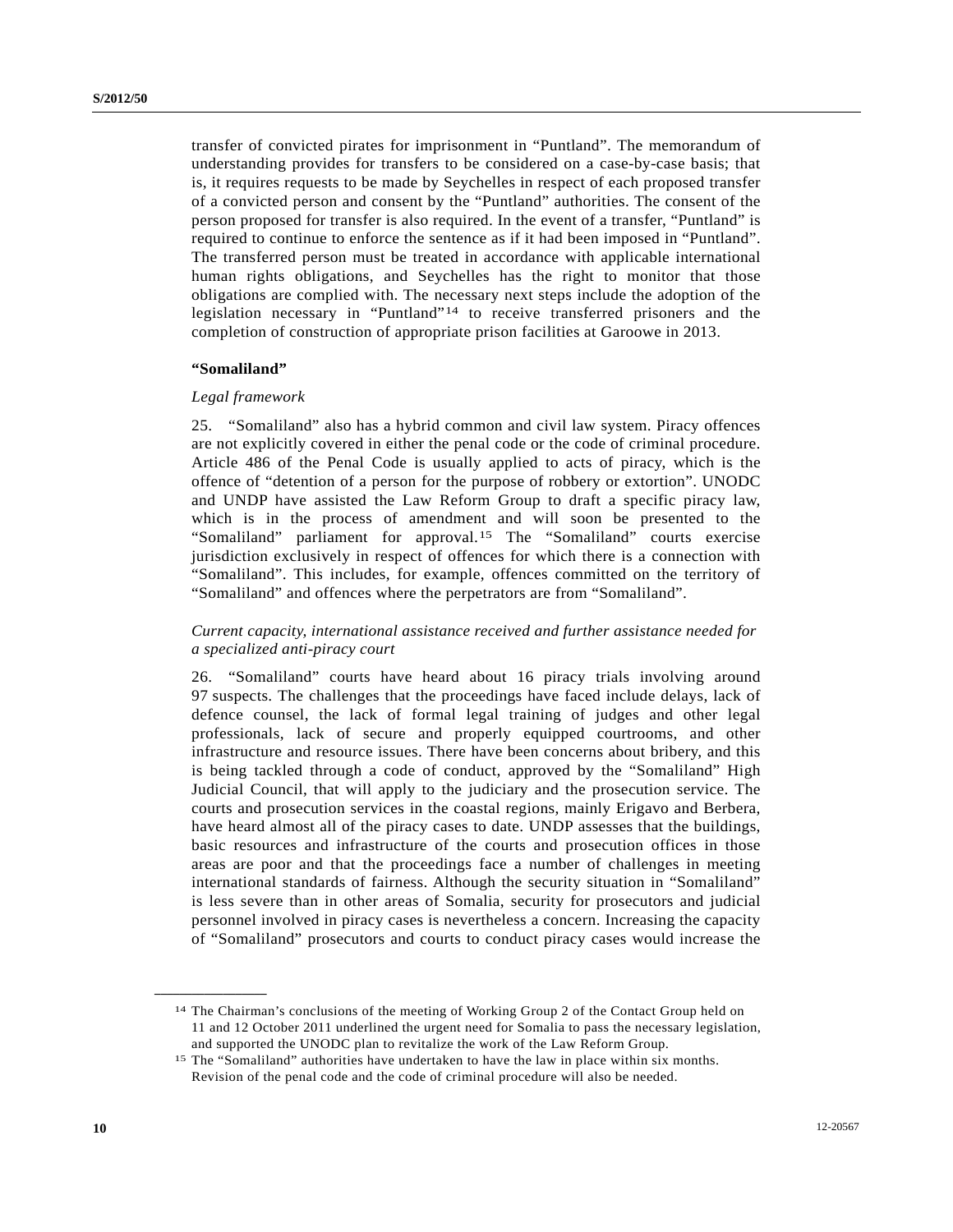transfer of convicted pirates for imprisonment in "Puntland". The memorandum of understanding provides for transfers to be considered on a case-by-case basis; that is, it requires requests to be made by Seychelles in respect of each proposed transfer of a convicted person and consent by the "Puntland" authorities. The consent of the person proposed for transfer is also required. In the event of a transfer, "Puntland" is required to continue to enforce the sentence as if it had been imposed in "Puntland". The transferred person must be treated in accordance with applicable international human rights obligations, and Seychelles has the right to monitor that those obligations are complied with. The necessary next steps include the adoption of the legislation necessary in "Puntland"[14] to receive transferred prisoners and the completion of construction of appropriate prison facilities at Garoowe in 2013.

**"Somaliland"**

*Legal framework*

25. "Somaliland" also has a hybrid common and civil law system. Piracy offences are not explicitly covered in either the penal code or the code of criminal procedure. Article 486 of the Penal Code is usually applied to acts of piracy, which is the offence of "detention of a person for the purpose of robbery or extortion". UNODC and UNDP have assisted the Law Reform Group to draft a specific piracy law, which is in the process of amendment and will soon be presented to the "Somaliland" parliament for approval.[15] The "Somaliland" courts exercise jurisdiction exclusively in respect of offences for which there is a connection with "Somaliland". This includes, for example, offences committed on the territory of "Somaliland" and offences where the perpetrators are from "Somaliland".

*Current capacity, international assistance received and further assistance needed for a specialized anti-piracy court*

26. "Somaliland" courts have heard about 16 piracy trials involving around 97 suspects. The challenges that the proceedings have faced include delays, lack of defence counsel, the lack of formal legal training of judges and other legal professionals, lack of secure and properly equipped courtrooms, and other infrastructure and resource issues. There have been concerns about bribery, and this is being tackled through a code of conduct, approved by the "Somaliland" High Judicial Council, that will apply to the judiciary and the prosecution service. The courts and prosecution services in the coastal regions, mainly Erigavo and Berbera, have heard almost all of the piracy cases to date. UNDP assesses that the buildings, basic resources and infrastructure of the courts and prosecution offices in those areas are poor and that the proceedings face a number of challenges in meeting international standards of fairness. Although the security situation in "Somaliland" is less severe than in other areas of Somalia, security for prosecutors and judicial personnel involved in piracy cases is nevertheless a concern. Increasing the capacity of "Somaliland" prosecutors and courts to conduct piracy cases would increase the

---

[14] The Chairman's conclusions of the meeting of Working Group 2 of the Contact Group held on 11 and 12 October 2011 underlined the urgent need for Somalia to pass the necessary legislation, and supported the UNODC plan to revitalize the work of the Law Reform Group.

[15] The "Somaliland" authorities have undertaken to have the law in place within six months. Revision of the penal code and the code of criminal procedure will also be needed.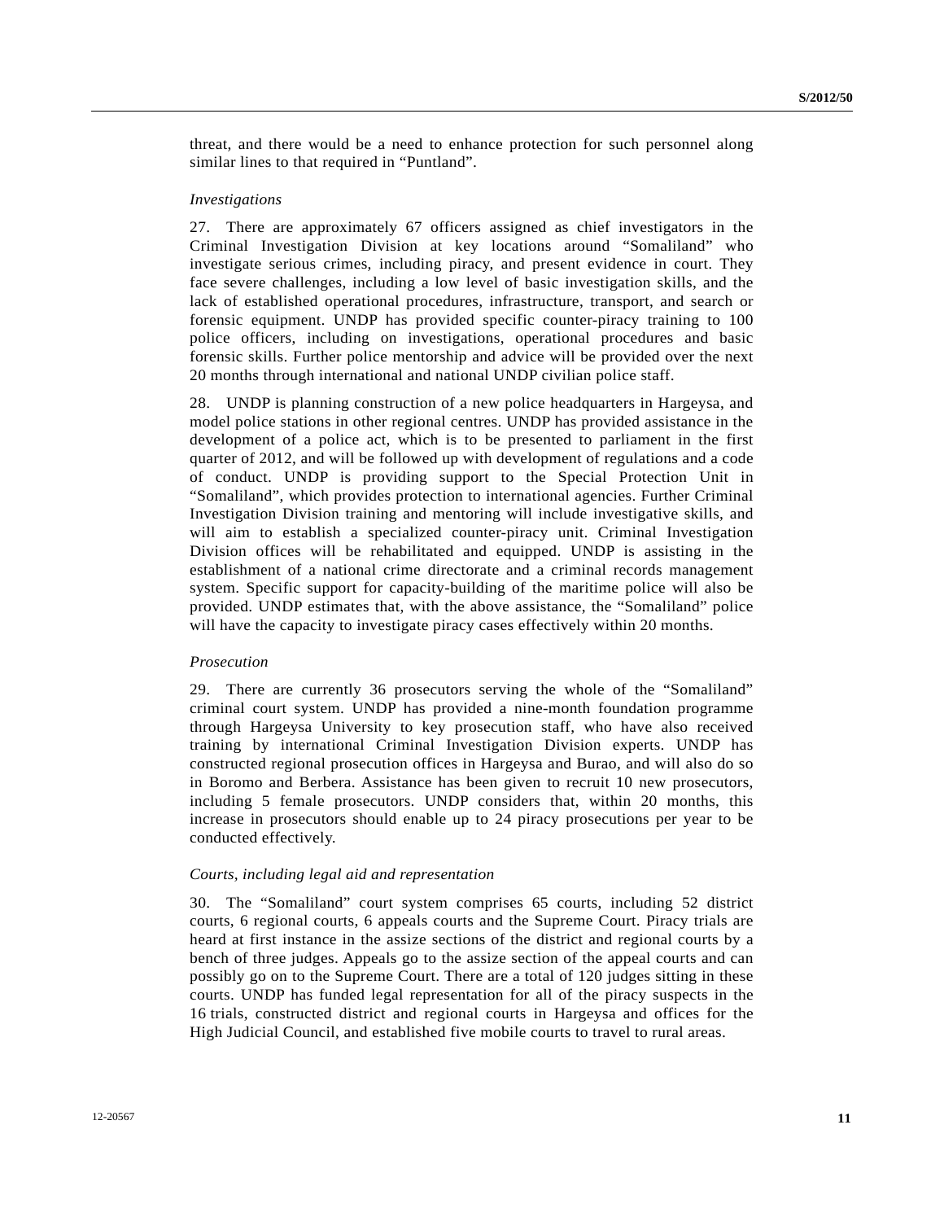threat, and there would be a need to enhance protection for such personnel along similar lines to that required in "Puntland".

*Investigations*

27. There are approximately 67 officers assigned as chief investigators in the Criminal Investigation Division at key locations around "Somaliland" who investigate serious crimes, including piracy, and present evidence in court. They face severe challenges, including a low level of basic investigation skills, and the lack of established operational procedures, infrastructure, transport, and search or forensic equipment. UNDP has provided specific counter-piracy training to 100 police officers, including on investigations, operational procedures and basic forensic skills. Further police mentorship and advice will be provided over the next 20 months through international and national UNDP civilian police staff.

28. UNDP is planning construction of a new police headquarters in Hargeysa, and model police stations in other regional centres. UNDP has provided assistance in the development of a police act, which is to be presented to parliament in the first quarter of 2012, and will be followed up with development of regulations and a code of conduct. UNDP is providing support to the Special Protection Unit in "Somaliland", which provides protection to international agencies. Further Criminal Investigation Division training and mentoring will include investigative skills, and will aim to establish a specialized counter-piracy unit. Criminal Investigation Division offices will be rehabilitated and equipped. UNDP is assisting in the establishment of a national crime directorate and a criminal records management system. Specific support for capacity-building of the maritime police will also be provided. UNDP estimates that, with the above assistance, the "Somaliland" police will have the capacity to investigate piracy cases effectively within 20 months.

*Prosecution*

29. There are currently 36 prosecutors serving the whole of the "Somaliland" criminal court system. UNDP has provided a nine-month foundation programme through Hargeysa University to key prosecution staff, who have also received training by international Criminal Investigation Division experts. UNDP has constructed regional prosecution offices in Hargeysa and Burao, and will also do so in Boromo and Berbera. Assistance has been given to recruit 10 new prosecutors, including 5 female prosecutors. UNDP considers that, within 20 months, this increase in prosecutors should enable up to 24 piracy prosecutions per year to be conducted effectively.

*Courts, including legal aid and representation*

30. The "Somaliland" court system comprises 65 courts, including 52 district courts, 6 regional courts, 6 appeals courts and the Supreme Court. Piracy trials are heard at first instance in the assize sections of the district and regional courts by a bench of three judges. Appeals go to the assize section of the appeal courts and can possibly go on to the Supreme Court. There are a total of 120 judges sitting in these courts. UNDP has funded legal representation for all of the piracy suspects in the 16 trials, constructed district and regional courts in Hargeysa and offices for the High Judicial Council, and established five mobile courts to travel to rural areas.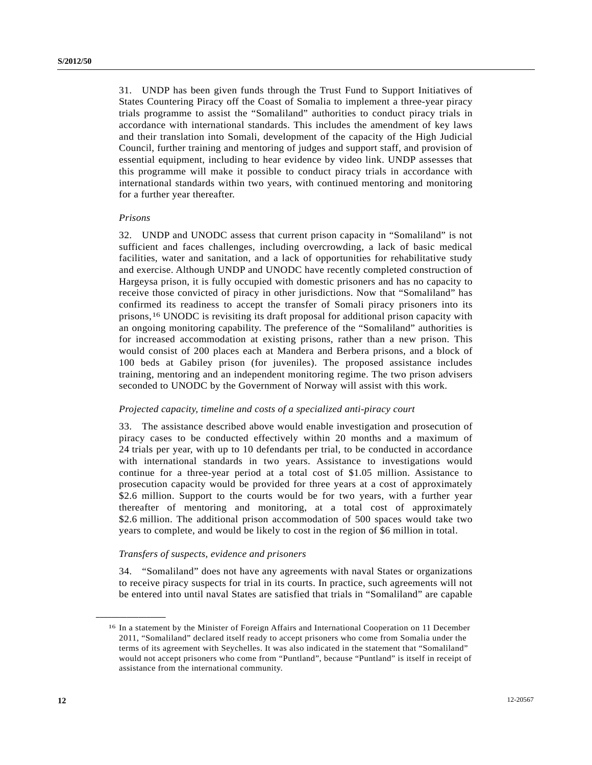31. UNDP has been given funds through the Trust Fund to Support Initiatives of States Countering Piracy off the Coast of Somalia to implement a three-year piracy trials programme to assist the "Somaliland" authorities to conduct piracy trials in accordance with international standards. This includes the amendment of key laws and their translation into Somali, development of the capacity of the High Judicial Council, further training and mentoring of judges and support staff, and provision of essential equipment, including to hear evidence by video link. UNDP assesses that this programme will make it possible to conduct piracy trials in accordance with international standards within two years, with continued mentoring and monitoring for a further year thereafter.

*Prisons*

32. UNDP and UNODC assess that current prison capacity in "Somaliland" is not sufficient and faces challenges, including overcrowding, a lack of basic medical facilities, water and sanitation, and a lack of opportunities for rehabilitative study and exercise. Although UNDP and UNODC have recently completed construction of Hargeysa prison, it is fully occupied with domestic prisoners and has no capacity to receive those convicted of piracy in other jurisdictions. Now that "Somaliland" has confirmed its readiness to accept the transfer of Somali piracy prisoners into its prisons,[16] UNODC is revisiting its draft proposal for additional prison capacity with an ongoing monitoring capability. The preference of the "Somaliland" authorities is for increased accommodation at existing prisons, rather than a new prison. This would consist of 200 places each at Mandera and Berbera prisons, and a block of 100 beds at Gabiley prison (for juveniles). The proposed assistance includes training, mentoring and an independent monitoring regime. The two prison advisers seconded to UNODC by the Government of Norway will assist with this work.

*Projected capacity, timeline and costs of a specialized anti-piracy court*

33. The assistance described above would enable investigation and prosecution of piracy cases to be conducted effectively within 20 months and a maximum of 24 trials per year, with up to 10 defendants per trial, to be conducted in accordance with international standards in two years. Assistance to investigations would continue for a three-year period at a total cost of $1.05 million. Assistance to prosecution capacity would be provided for three years at a cost of approximately $2.6 million. Support to the courts would be for two years, with a further year thereafter of mentoring and monitoring, at a total cost of approximately $2.6 million. The additional prison accommodation of 500 spaces would take two years to complete, and would be likely to cost in the region of $6 million in total.

*Transfers of suspects, evidence and prisoners*

34. "Somaliland" does not have any agreements with naval States or organizations to receive piracy suspects for trial in its courts. In practice, such agreements will not be entered into until naval States are satisfied that trials in "Somaliland" are capable

---

[16] In a statement by the Minister of Foreign Affairs and International Cooperation on 11 December 2011, "Somaliland" declared itself ready to accept prisoners who come from Somalia under the terms of its agreement with Seychelles. It was also indicated in the statement that "Somaliland" would not accept prisoners who come from "Puntland", because "Puntland" is itself in receipt of assistance from the international community.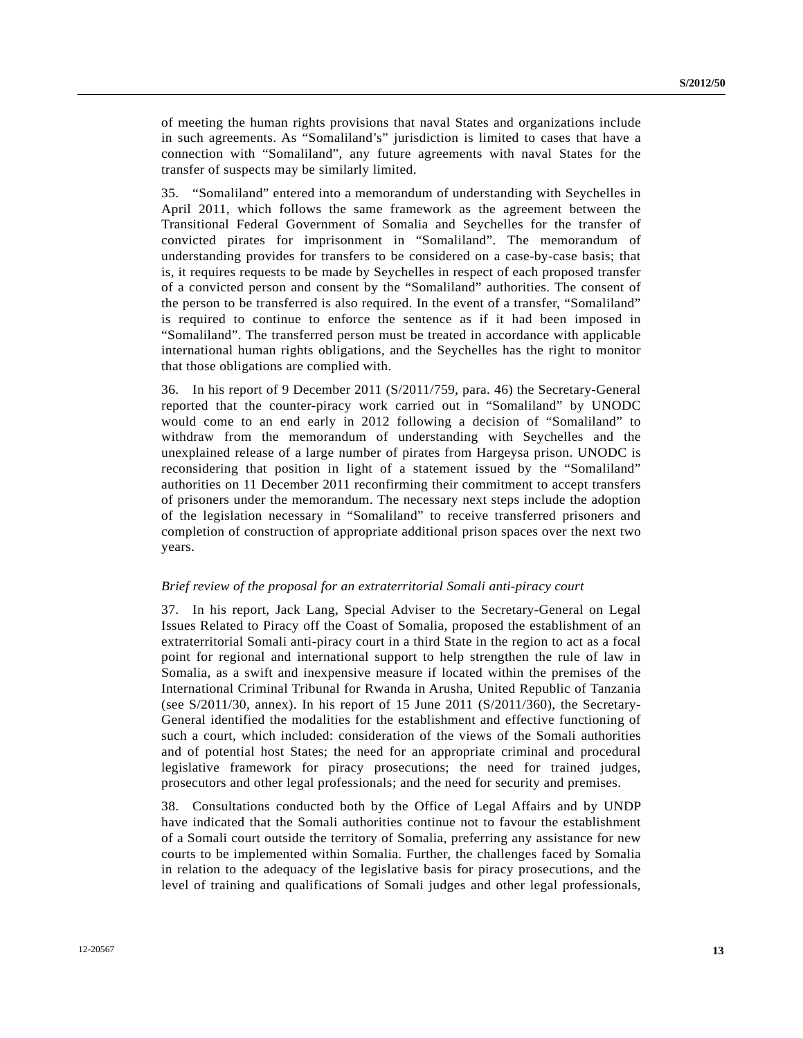of meeting the human rights provisions that naval States and organizations include in such agreements. As "Somaliland's" jurisdiction is limited to cases that have a connection with "Somaliland", any future agreements with naval States for the transfer of suspects may be similarly limited.

35. "Somaliland" entered into a memorandum of understanding with Seychelles in April 2011, which follows the same framework as the agreement between the Transitional Federal Government of Somalia and Seychelles for the transfer of convicted pirates for imprisonment in "Somaliland". The memorandum of understanding provides for transfers to be considered on a case-by-case basis; that is, it requires requests to be made by Seychelles in respect of each proposed transfer of a convicted person and consent by the "Somaliland" authorities. The consent of the person to be transferred is also required. In the event of a transfer, "Somaliland" is required to continue to enforce the sentence as if it had been imposed in "Somaliland". The transferred person must be treated in accordance with applicable international human rights obligations, and the Seychelles has the right to monitor that those obligations are complied with.

36. In his report of 9 December 2011 (S/2011/759, para. 46) the Secretary-General reported that the counter-piracy work carried out in "Somaliland" by UNODC would come to an end early in 2012 following a decision of "Somaliland" to withdraw from the memorandum of understanding with Seychelles and the unexplained release of a large number of pirates from Hargeysa prison. UNODC is reconsidering that position in light of a statement issued by the "Somaliland" authorities on 11 December 2011 reconfirming their commitment to accept transfers of prisoners under the memorandum. The necessary next steps include the adoption of the legislation necessary in "Somaliland" to receive transferred prisoners and completion of construction of appropriate additional prison spaces over the next two years.

*Brief review of the proposal for an extraterritorial Somali anti-piracy court*

37. In his report, Jack Lang, Special Adviser to the Secretary-General on Legal Issues Related to Piracy off the Coast of Somalia, proposed the establishment of an extraterritorial Somali anti-piracy court in a third State in the region to act as a focal point for regional and international support to help strengthen the rule of law in Somalia, as a swift and inexpensive measure if located within the premises of the International Criminal Tribunal for Rwanda in Arusha, United Republic of Tanzania (see S/2011/30, annex). In his report of 15 June 2011 (S/2011/360), the Secretary-General identified the modalities for the establishment and effective functioning of such a court, which included: consideration of the views of the Somali authorities and of potential host States; the need for an appropriate criminal and procedural legislative framework for piracy prosecutions; the need for trained judges, prosecutors and other legal professionals; and the need for security and premises.

38. Consultations conducted both by the Office of Legal Affairs and by UNDP have indicated that the Somali authorities continue not to favour the establishment of a Somali court outside the territory of Somalia, preferring any assistance for new courts to be implemented within Somalia. Further, the challenges faced by Somalia in relation to the adequacy of the legislative basis for piracy prosecutions, and the level of training and qualifications of Somali judges and other legal professionals,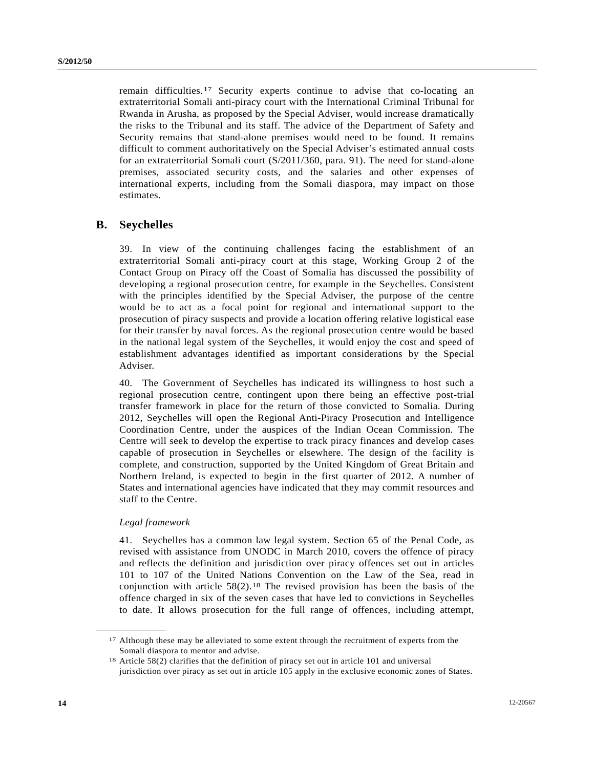remain difficulties.[17] Security experts continue to advise that co-locating an extraterritorial Somali anti-piracy court with the International Criminal Tribunal for Rwanda in Arusha, as proposed by the Special Adviser, would increase dramatically the risks to the Tribunal and its staff. The advice of the Department of Safety and Security remains that stand-alone premises would need to be found. It remains difficult to comment authoritatively on the Special Adviser's estimated annual costs for an extraterritorial Somali court (S/2011/360, para. 91). The need for stand-alone premises, associated security costs, and the salaries and other expenses of international experts, including from the Somali diaspora, may impact on those estimates.

## B. Seychelles

39. In view of the continuing challenges facing the establishment of an extraterritorial Somali anti-piracy court at this stage, Working Group 2 of the Contact Group on Piracy off the Coast of Somalia has discussed the possibility of developing a regional prosecution centre, for example in the Seychelles. Consistent with the principles identified by the Special Adviser, the purpose of the centre would be to act as a focal point for regional and international support to the prosecution of piracy suspects and provide a location offering relative logistical ease for their transfer by naval forces. As the regional prosecution centre would be based in the national legal system of the Seychelles, it would enjoy the cost and speed of establishment advantages identified as important considerations by the Special Adviser.

40. The Government of Seychelles has indicated its willingness to host such a regional prosecution centre, contingent upon there being an effective post-trial transfer framework in place for the return of those convicted to Somalia. During 2012, Seychelles will open the Regional Anti-Piracy Prosecution and Intelligence Coordination Centre, under the auspices of the Indian Ocean Commission. The Centre will seek to develop the expertise to track piracy finances and develop cases capable of prosecution in Seychelles or elsewhere. The design of the facility is complete, and construction, supported by the United Kingdom of Great Britain and Northern Ireland, is expected to begin in the first quarter of 2012. A number of States and international agencies have indicated that they may commit resources and staff to the Centre.

*Legal framework*

41. Seychelles has a common law legal system. Section 65 of the Penal Code, as revised with assistance from UNODC in March 2010, covers the offence of piracy and reflects the definition and jurisdiction over piracy offences set out in articles 101 to 107 of the United Nations Convention on the Law of the Sea, read in conjunction with article 58(2).[18] The revised provision has been the basis of the offence charged in six of the seven cases that have led to convictions in Seychelles to date. It allows prosecution for the full range of offences, including attempt,

---

[17] Although these may be alleviated to some extent through the recruitment of experts from the Somali diaspora to mentor and advise.

[18] Article 58(2) clarifies that the definition of piracy set out in article 101 and universal jurisdiction over piracy as set out in article 105 apply in the exclusive economic zones of States.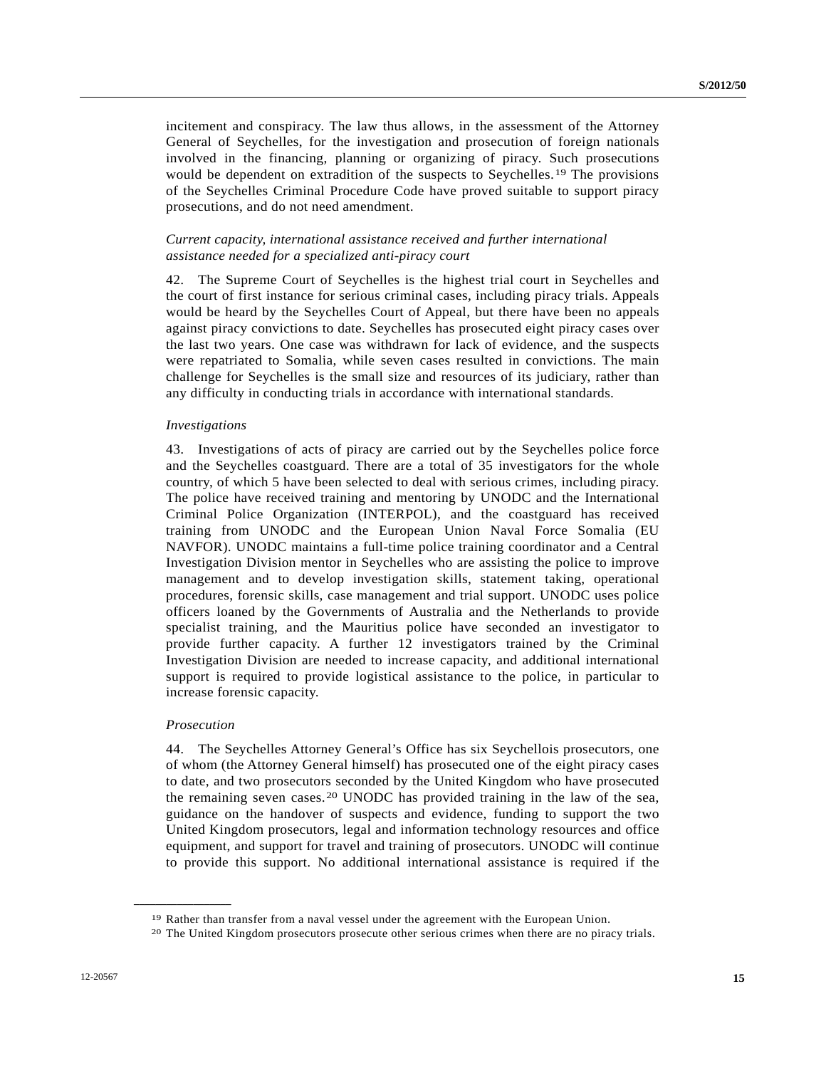incitement and conspiracy. The law thus allows, in the assessment of the Attorney General of Seychelles, for the investigation and prosecution of foreign nationals involved in the financing, planning or organizing of piracy. Such prosecutions would be dependent on extradition of the suspects to Seychelles.[19] The provisions of the Seychelles Criminal Procedure Code have proved suitable to support piracy prosecutions, and do not need amendment.

*Current capacity, international assistance received and further international assistance needed for a specialized anti-piracy court*

42. The Supreme Court of Seychelles is the highest trial court in Seychelles and the court of first instance for serious criminal cases, including piracy trials. Appeals would be heard by the Seychelles Court of Appeal, but there have been no appeals against piracy convictions to date. Seychelles has prosecuted eight piracy cases over the last two years. One case was withdrawn for lack of evidence, and the suspects were repatriated to Somalia, while seven cases resulted in convictions. The main challenge for Seychelles is the small size and resources of its judiciary, rather than any difficulty in conducting trials in accordance with international standards.

*Investigations*

43. Investigations of acts of piracy are carried out by the Seychelles police force and the Seychelles coastguard. There are a total of 35 investigators for the whole country, of which 5 have been selected to deal with serious crimes, including piracy. The police have received training and mentoring by UNODC and the International Criminal Police Organization (INTERPOL), and the coastguard has received training from UNODC and the European Union Naval Force Somalia (EU NAVFOR). UNODC maintains a full-time police training coordinator and a Central Investigation Division mentor in Seychelles who are assisting the police to improve management and to develop investigation skills, statement taking, operational procedures, forensic skills, case management and trial support. UNODC uses police officers loaned by the Governments of Australia and the Netherlands to provide specialist training, and the Mauritius police have seconded an investigator to provide further capacity. A further 12 investigators trained by the Criminal Investigation Division are needed to increase capacity, and additional international support is required to provide logistical assistance to the police, in particular to increase forensic capacity.

*Prosecution*

44. The Seychelles Attorney General's Office has six Seychellois prosecutors, one of whom (the Attorney General himself) has prosecuted one of the eight piracy cases to date, and two prosecutors seconded by the United Kingdom who have prosecuted the remaining seven cases.[20] UNODC has provided training in the law of the sea, guidance on the handover of suspects and evidence, funding to support the two United Kingdom prosecutors, legal and information technology resources and office equipment, and support for travel and training of prosecutors. UNODC will continue to provide this support. No additional international assistance is required if the

---

[19] Rather than transfer from a naval vessel under the agreement with the European Union.

[20] The United Kingdom prosecutors prosecute other serious crimes when there are no piracy trials.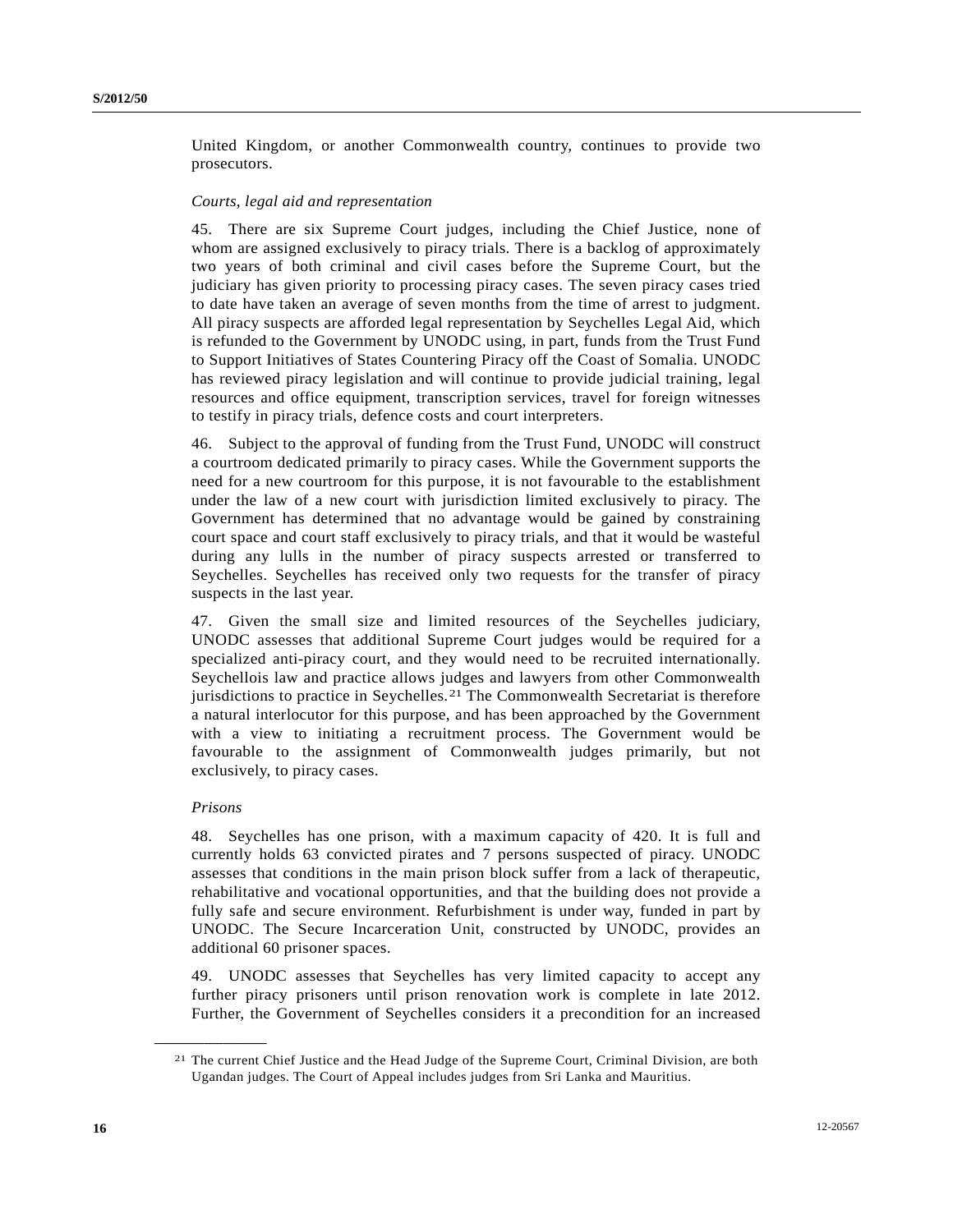United Kingdom, or another Commonwealth country, continues to provide two prosecutors.

*Courts, legal aid and representation*

45. There are six Supreme Court judges, including the Chief Justice, none of whom are assigned exclusively to piracy trials. There is a backlog of approximately two years of both criminal and civil cases before the Supreme Court, but the judiciary has given priority to processing piracy cases. The seven piracy cases tried to date have taken an average of seven months from the time of arrest to judgment. All piracy suspects are afforded legal representation by Seychelles Legal Aid, which is refunded to the Government by UNODC using, in part, funds from the Trust Fund to Support Initiatives of States Countering Piracy off the Coast of Somalia. UNODC has reviewed piracy legislation and will continue to provide judicial training, legal resources and office equipment, transcription services, travel for foreign witnesses to testify in piracy trials, defence costs and court interpreters.

46. Subject to the approval of funding from the Trust Fund, UNODC will construct a courtroom dedicated primarily to piracy cases. While the Government supports the need for a new courtroom for this purpose, it is not favourable to the establishment under the law of a new court with jurisdiction limited exclusively to piracy. The Government has determined that no advantage would be gained by constraining court space and court staff exclusively to piracy trials, and that it would be wasteful during any lulls in the number of piracy suspects arrested or transferred to Seychelles. Seychelles has received only two requests for the transfer of piracy suspects in the last year.

47. Given the small size and limited resources of the Seychelles judiciary, UNODC assesses that additional Supreme Court judges would be required for a specialized anti-piracy court, and they would need to be recruited internationally. Seychellois law and practice allows judges and lawyers from other Commonwealth jurisdictions to practice in Seychelles.[21] The Commonwealth Secretariat is therefore a natural interlocutor for this purpose, and has been approached by the Government with a view to initiating a recruitment process. The Government would be favourable to the assignment of Commonwealth judges primarily, but not exclusively, to piracy cases.

*Prisons*

48. Seychelles has one prison, with a maximum capacity of 420. It is full and currently holds 63 convicted pirates and 7 persons suspected of piracy. UNODC assesses that conditions in the main prison block suffer from a lack of therapeutic, rehabilitative and vocational opportunities, and that the building does not provide a fully safe and secure environment. Refurbishment is under way, funded in part by UNODC. The Secure Incarceration Unit, constructed by UNODC, provides an additional 60 prisoner spaces.

49. UNODC assesses that Seychelles has very limited capacity to accept any further piracy prisoners until prison renovation work is complete in late 2012. Further, the Government of Seychelles considers it a precondition for an increased

---

[21] The current Chief Justice and the Head Judge of the Supreme Court, Criminal Division, are both Ugandan judges. The Court of Appeal includes judges from Sri Lanka and Mauritius.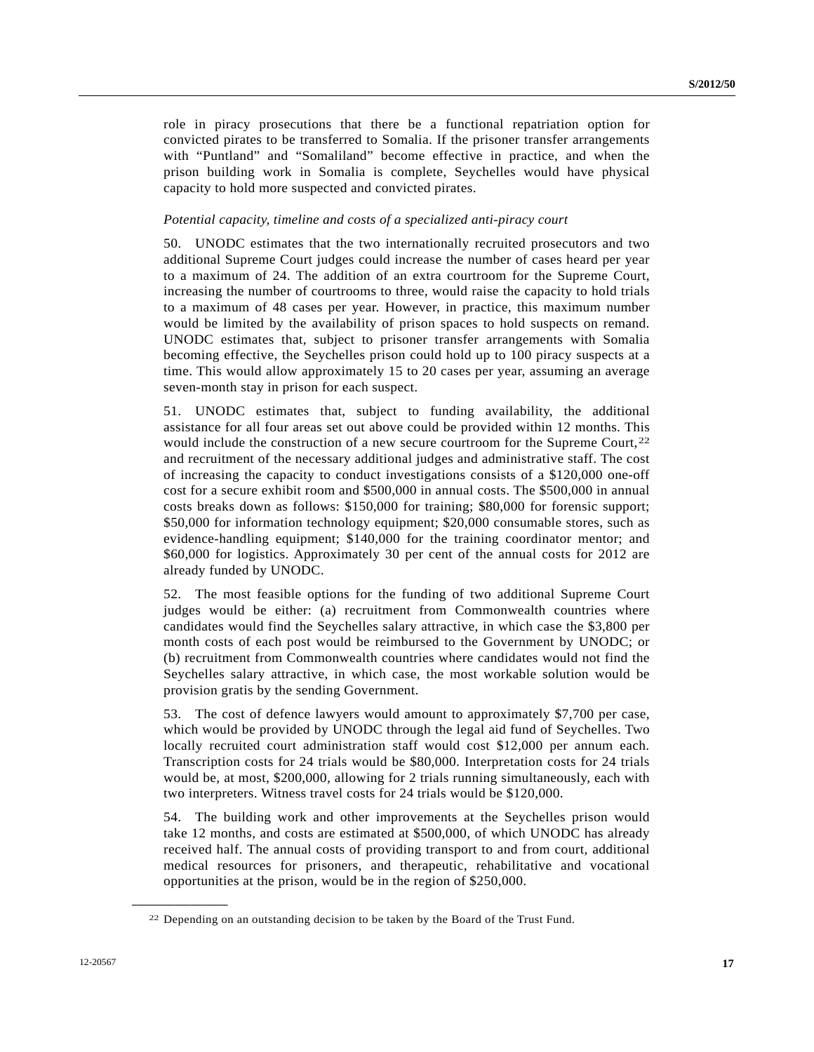role in piracy prosecutions that there be a functional repatriation option for convicted pirates to be transferred to Somalia. If the prisoner transfer arrangements with "Puntland" and "Somaliland" become effective in practice, and when the prison building work in Somalia is complete, Seychelles would have physical capacity to hold more suspected and convicted pirates.

*Potential capacity, timeline and costs of a specialized anti-piracy court*

50. UNODC estimates that the two internationally recruited prosecutors and two additional Supreme Court judges could increase the number of cases heard per year to a maximum of 24. The addition of an extra courtroom for the Supreme Court, increasing the number of courtrooms to three, would raise the capacity to hold trials to a maximum of 48 cases per year. However, in practice, this maximum number would be limited by the availability of prison spaces to hold suspects on remand. UNODC estimates that, subject to prisoner transfer arrangements with Somalia becoming effective, the Seychelles prison could hold up to 100 piracy suspects at a time. This would allow approximately 15 to 20 cases per year, assuming an average seven-month stay in prison for each suspect.

51. UNODC estimates that, subject to funding availability, the additional assistance for all four areas set out above could be provided within 12 months. This would include the construction of a new secure courtroom for the Supreme Court,[22] and recruitment of the necessary additional judges and administrative staff. The cost of increasing the capacity to conduct investigations consists of a $120,000 one-off cost for a secure exhibit room and $500,000 in annual costs. The $500,000 in annual costs breaks down as follows: $150,000 for training; $80,000 for forensic support; $50,000 for information technology equipment; $20,000 consumable stores, such as evidence-handling equipment; $140,000 for the training coordinator mentor; and $60,000 for logistics. Approximately 30 per cent of the annual costs for 2012 are already funded by UNODC.

52. The most feasible options for the funding of two additional Supreme Court judges would be either: (a) recruitment from Commonwealth countries where candidates would find the Seychelles salary attractive, in which case the $3,800 per month costs of each post would be reimbursed to the Government by UNODC; or (b) recruitment from Commonwealth countries where candidates would not find the Seychelles salary attractive, in which case, the most workable solution would be provision gratis by the sending Government.

53. The cost of defence lawyers would amount to approximately $7,700 per case, which would be provided by UNODC through the legal aid fund of Seychelles. Two locally recruited court administration staff would cost $12,000 per annum each. Transcription costs for 24 trials would be $80,000. Interpretation costs for 24 trials would be, at most, $200,000, allowing for 2 trials running simultaneously, each with two interpreters. Witness travel costs for 24 trials would be $120,000.

54. The building work and other improvements at the Seychelles prison would take 12 months, and costs are estimated at $500,000, of which UNODC has already received half. The annual costs of providing transport to and from court, additional medical resources for prisoners, and therapeutic, rehabilitative and vocational opportunities at the prison, would be in the region of $250,000.

---

[22] Depending on an outstanding decision to be taken by the Board of the Trust Fund.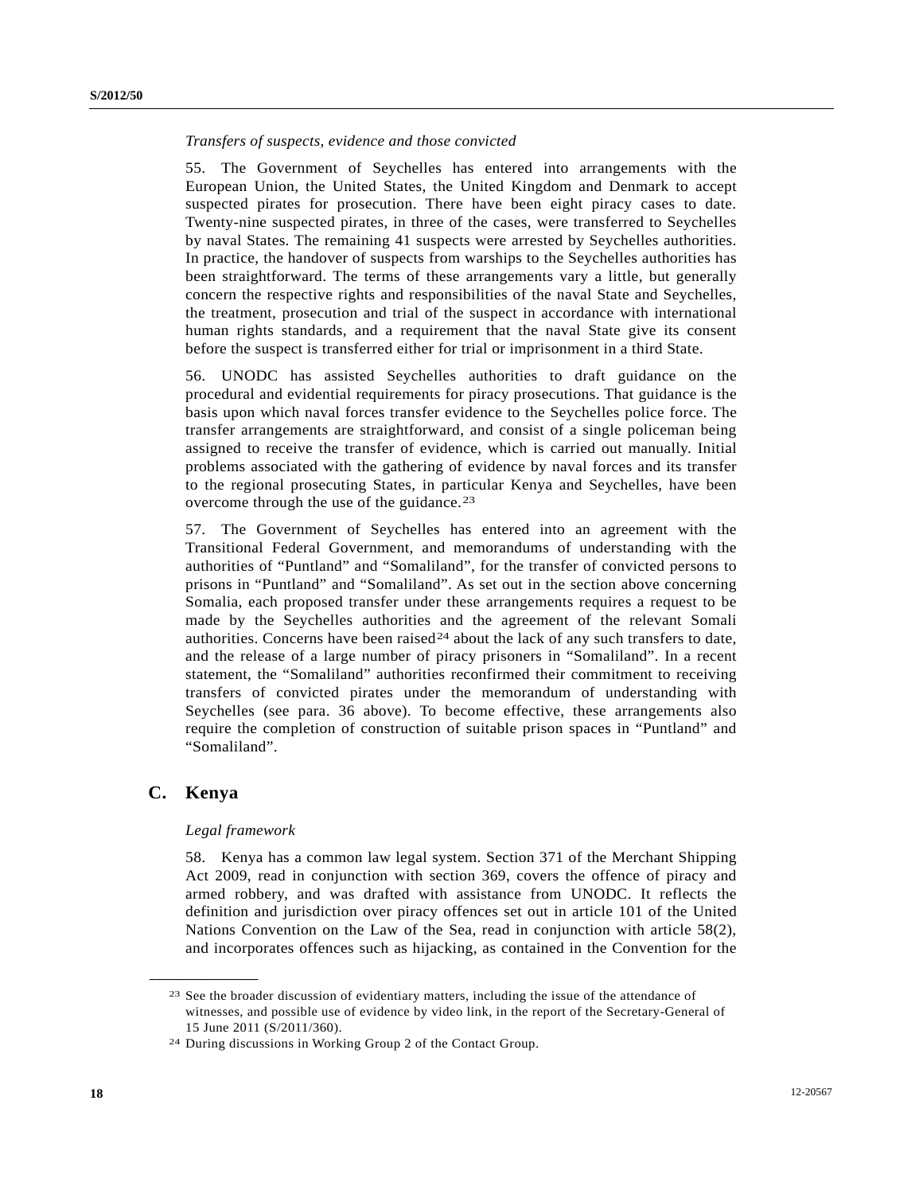*Transfers of suspects, evidence and those convicted*

55. The Government of Seychelles has entered into arrangements with the European Union, the United States, the United Kingdom and Denmark to accept suspected pirates for prosecution. There have been eight piracy cases to date. Twenty-nine suspected pirates, in three of the cases, were transferred to Seychelles by naval States. The remaining 41 suspects were arrested by Seychelles authorities. In practice, the handover of suspects from warships to the Seychelles authorities has been straightforward. The terms of these arrangements vary a little, but generally concern the respective rights and responsibilities of the naval State and Seychelles, the treatment, prosecution and trial of the suspect in accordance with international human rights standards, and a requirement that the naval State give its consent before the suspect is transferred either for trial or imprisonment in a third State.

56. UNODC has assisted Seychelles authorities to draft guidance on the procedural and evidential requirements for piracy prosecutions. That guidance is the basis upon which naval forces transfer evidence to the Seychelles police force. The transfer arrangements are straightforward, and consist of a single policeman being assigned to receive the transfer of evidence, which is carried out manually. Initial problems associated with the gathering of evidence by naval forces and its transfer to the regional prosecuting States, in particular Kenya and Seychelles, have been overcome through the use of the guidance.[23]

57. The Government of Seychelles has entered into an agreement with the Transitional Federal Government, and memorandums of understanding with the authorities of "Puntland" and "Somaliland", for the transfer of convicted persons to prisons in "Puntland" and "Somaliland". As set out in the section above concerning Somalia, each proposed transfer under these arrangements requires a request to be made by the Seychelles authorities and the agreement of the relevant Somali authorities. Concerns have been raised[24] about the lack of any such transfers to date, and the release of a large number of piracy prisoners in "Somaliland". In a recent statement, the "Somaliland" authorities reconfirmed their commitment to receiving transfers of convicted pirates under the memorandum of understanding with Seychelles (see para. 36 above). To become effective, these arrangements also require the completion of construction of suitable prison spaces in "Puntland" and "Somaliland".

## C. Kenya

*Legal framework*

58. Kenya has a common law legal system. Section 371 of the Merchant Shipping Act 2009, read in conjunction with section 369, covers the offence of piracy and armed robbery, and was drafted with assistance from UNODC. It reflects the definition and jurisdiction over piracy offences set out in article 101 of the United Nations Convention on the Law of the Sea, read in conjunction with article 58(2), and incorporates offences such as hijacking, as contained in the Convention for the

---

[23] See the broader discussion of evidentiary matters, including the issue of the attendance of witnesses, and possible use of evidence by video link, in the report of the Secretary-General of 15 June 2011 (S/2011/360).

[24] During discussions in Working Group 2 of the Contact Group.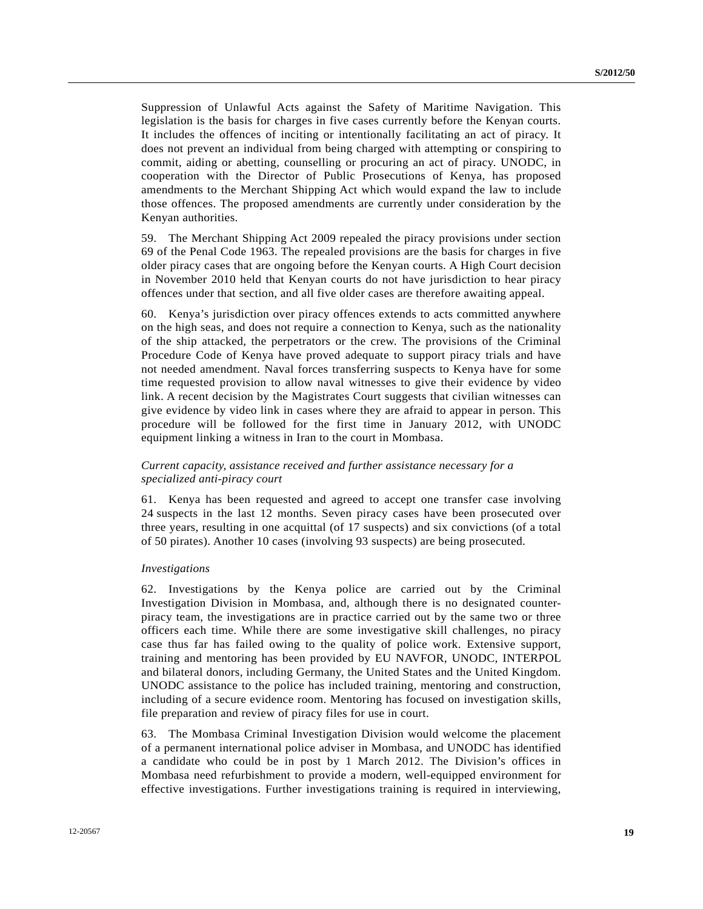Suppression of Unlawful Acts against the Safety of Maritime Navigation. This legislation is the basis for charges in five cases currently before the Kenyan courts. It includes the offences of inciting or intentionally facilitating an act of piracy. It does not prevent an individual from being charged with attempting or conspiring to commit, aiding or abetting, counselling or procuring an act of piracy. UNODC, in cooperation with the Director of Public Prosecutions of Kenya, has proposed amendments to the Merchant Shipping Act which would expand the law to include those offences. The proposed amendments are currently under consideration by the Kenyan authorities.

59. The Merchant Shipping Act 2009 repealed the piracy provisions under section 69 of the Penal Code 1963. The repealed provisions are the basis for charges in five older piracy cases that are ongoing before the Kenyan courts. A High Court decision in November 2010 held that Kenyan courts do not have jurisdiction to hear piracy offences under that section, and all five older cases are therefore awaiting appeal.

60. Kenya's jurisdiction over piracy offences extends to acts committed anywhere on the high seas, and does not require a connection to Kenya, such as the nationality of the ship attacked, the perpetrators or the crew. The provisions of the Criminal Procedure Code of Kenya have proved adequate to support piracy trials and have not needed amendment. Naval forces transferring suspects to Kenya have for some time requested provision to allow naval witnesses to give their evidence by video link. A recent decision by the Magistrates Court suggests that civilian witnesses can give evidence by video link in cases where they are afraid to appear in person. This procedure will be followed for the first time in January 2012, with UNODC equipment linking a witness in Iran to the court in Mombasa.

*Current capacity, assistance received and further assistance necessary for a specialized anti-piracy court*

61. Kenya has been requested and agreed to accept one transfer case involving 24 suspects in the last 12 months. Seven piracy cases have been prosecuted over three years, resulting in one acquittal (of 17 suspects) and six convictions (of a total of 50 pirates). Another 10 cases (involving 93 suspects) are being prosecuted.

*Investigations*

62. Investigations by the Kenya police are carried out by the Criminal Investigation Division in Mombasa, and, although there is no designated counter-piracy team, the investigations are in practice carried out by the same two or three officers each time. While there are some investigative skill challenges, no piracy case thus far has failed owing to the quality of police work. Extensive support, training and mentoring has been provided by EU NAVFOR, UNODC, INTERPOL and bilateral donors, including Germany, the United States and the United Kingdom. UNODC assistance to the police has included training, mentoring and construction, including of a secure evidence room. Mentoring has focused on investigation skills, file preparation and review of piracy files for use in court.

63. The Mombasa Criminal Investigation Division would welcome the placement of a permanent international police adviser in Mombasa, and UNODC has identified a candidate who could be in post by 1 March 2012. The Division's offices in Mombasa need refurbishment to provide a modern, well-equipped environment for effective investigations. Further investigations training is required in interviewing,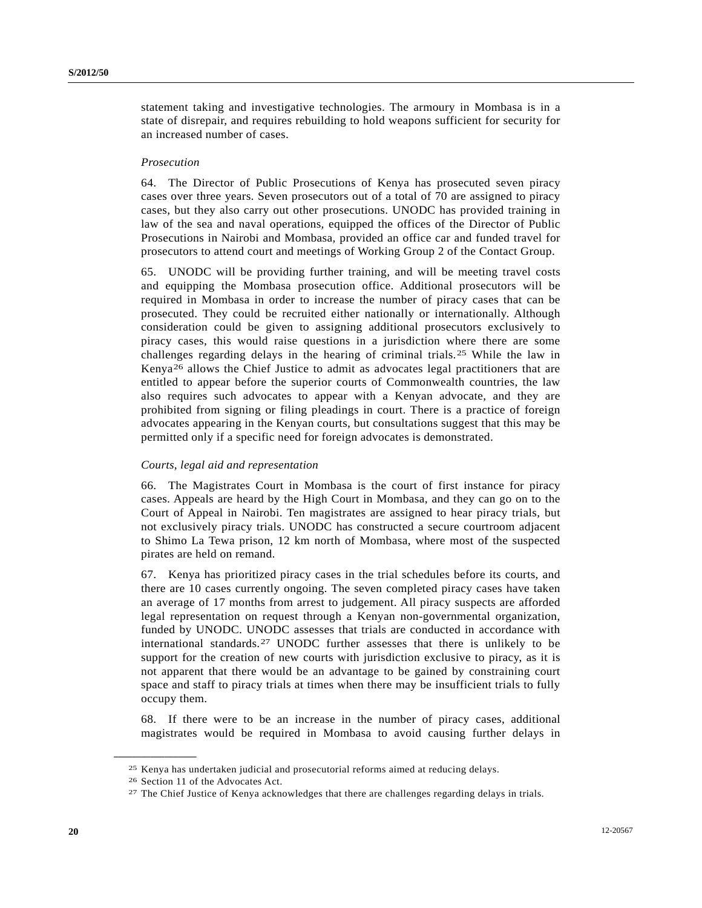statement taking and investigative technologies. The armoury in Mombasa is in a state of disrepair, and requires rebuilding to hold weapons sufficient for security for an increased number of cases.

*Prosecution*

64. The Director of Public Prosecutions of Kenya has prosecuted seven piracy cases over three years. Seven prosecutors out of a total of 70 are assigned to piracy cases, but they also carry out other prosecutions. UNODC has provided training in law of the sea and naval operations, equipped the offices of the Director of Public Prosecutions in Nairobi and Mombasa, provided an office car and funded travel for prosecutors to attend court and meetings of Working Group 2 of the Contact Group.

65. UNODC will be providing further training, and will be meeting travel costs and equipping the Mombasa prosecution office. Additional prosecutors will be required in Mombasa in order to increase the number of piracy cases that can be prosecuted. They could be recruited either nationally or internationally. Although consideration could be given to assigning additional prosecutors exclusively to piracy cases, this would raise questions in a jurisdiction where there are some challenges regarding delays in the hearing of criminal trials.[25] While the law in Kenya[26] allows the Chief Justice to admit as advocates legal practitioners that are entitled to appear before the superior courts of Commonwealth countries, the law also requires such advocates to appear with a Kenyan advocate, and they are prohibited from signing or filing pleadings in court. There is a practice of foreign advocates appearing in the Kenyan courts, but consultations suggest that this may be permitted only if a specific need for foreign advocates is demonstrated.

*Courts, legal aid and representation*

66. The Magistrates Court in Mombasa is the court of first instance for piracy cases. Appeals are heard by the High Court in Mombasa, and they can go on to the Court of Appeal in Nairobi. Ten magistrates are assigned to hear piracy trials, but not exclusively piracy trials. UNODC has constructed a secure courtroom adjacent to Shimo La Tewa prison, 12 km north of Mombasa, where most of the suspected pirates are held on remand.

67. Kenya has prioritized piracy cases in the trial schedules before its courts, and there are 10 cases currently ongoing. The seven completed piracy cases have taken an average of 17 months from arrest to judgement. All piracy suspects are afforded legal representation on request through a Kenyan non-governmental organization, funded by UNODC. UNODC assesses that trials are conducted in accordance with international standards.[27] UNODC further assesses that there is unlikely to be support for the creation of new courts with jurisdiction exclusive to piracy, as it is not apparent that there would be an advantage to be gained by constraining court space and staff to piracy trials at times when there may be insufficient trials to fully occupy them.

68. If there were to be an increase in the number of piracy cases, additional magistrates would be required in Mombasa to avoid causing further delays in

---

[25] Kenya has undertaken judicial and prosecutorial reforms aimed at reducing delays.

[26] Section 11 of the Advocates Act.

[27] The Chief Justice of Kenya acknowledges that there are challenges regarding delays in trials.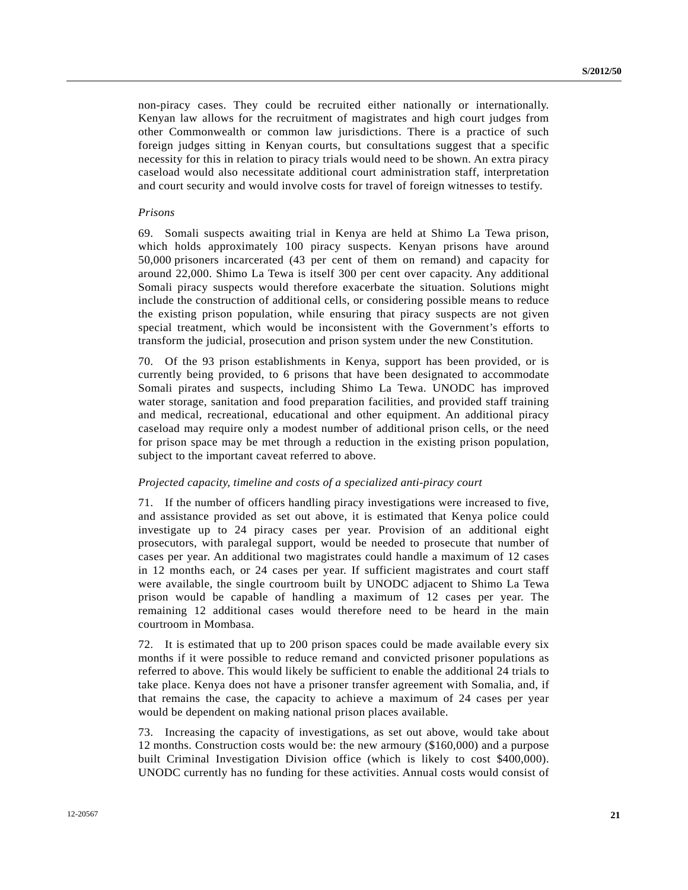non-piracy cases. They could be recruited either nationally or internationally. Kenyan law allows for the recruitment of magistrates and high court judges from other Commonwealth or common law jurisdictions. There is a practice of such foreign judges sitting in Kenyan courts, but consultations suggest that a specific necessity for this in relation to piracy trials would need to be shown. An extra piracy caseload would also necessitate additional court administration staff, interpretation and court security and would involve costs for travel of foreign witnesses to testify.

*Prisons*

69. Somali suspects awaiting trial in Kenya are held at Shimo La Tewa prison, which holds approximately 100 piracy suspects. Kenyan prisons have around 50,000 prisoners incarcerated (43 per cent of them on remand) and capacity for around 22,000. Shimo La Tewa is itself 300 per cent over capacity. Any additional Somali piracy suspects would therefore exacerbate the situation. Solutions might include the construction of additional cells, or considering possible means to reduce the existing prison population, while ensuring that piracy suspects are not given special treatment, which would be inconsistent with the Government's efforts to transform the judicial, prosecution and prison system under the new Constitution.

70. Of the 93 prison establishments in Kenya, support has been provided, or is currently being provided, to 6 prisons that have been designated to accommodate Somali pirates and suspects, including Shimo La Tewa. UNODC has improved water storage, sanitation and food preparation facilities, and provided staff training and medical, recreational, educational and other equipment. An additional piracy caseload may require only a modest number of additional prison cells, or the need for prison space may be met through a reduction in the existing prison population, subject to the important caveat referred to above.

*Projected capacity, timeline and costs of a specialized anti-piracy court*

71. If the number of officers handling piracy investigations were increased to five, and assistance provided as set out above, it is estimated that Kenya police could investigate up to 24 piracy cases per year. Provision of an additional eight prosecutors, with paralegal support, would be needed to prosecute that number of cases per year. An additional two magistrates could handle a maximum of 12 cases in 12 months each, or 24 cases per year. If sufficient magistrates and court staff were available, the single courtroom built by UNODC adjacent to Shimo La Tewa prison would be capable of handling a maximum of 12 cases per year. The remaining 12 additional cases would therefore need to be heard in the main courtroom in Mombasa.

72. It is estimated that up to 200 prison spaces could be made available every six months if it were possible to reduce remand and convicted prisoner populations as referred to above. This would likely be sufficient to enable the additional 24 trials to take place. Kenya does not have a prisoner transfer agreement with Somalia, and, if that remains the case, the capacity to achieve a maximum of 24 cases per year would be dependent on making national prison places available.

73. Increasing the capacity of investigations, as set out above, would take about 12 months. Construction costs would be: the new armoury ($160,000) and a purpose built Criminal Investigation Division office (which is likely to cost $400,000). UNODC currently has no funding for these activities. Annual costs would consist of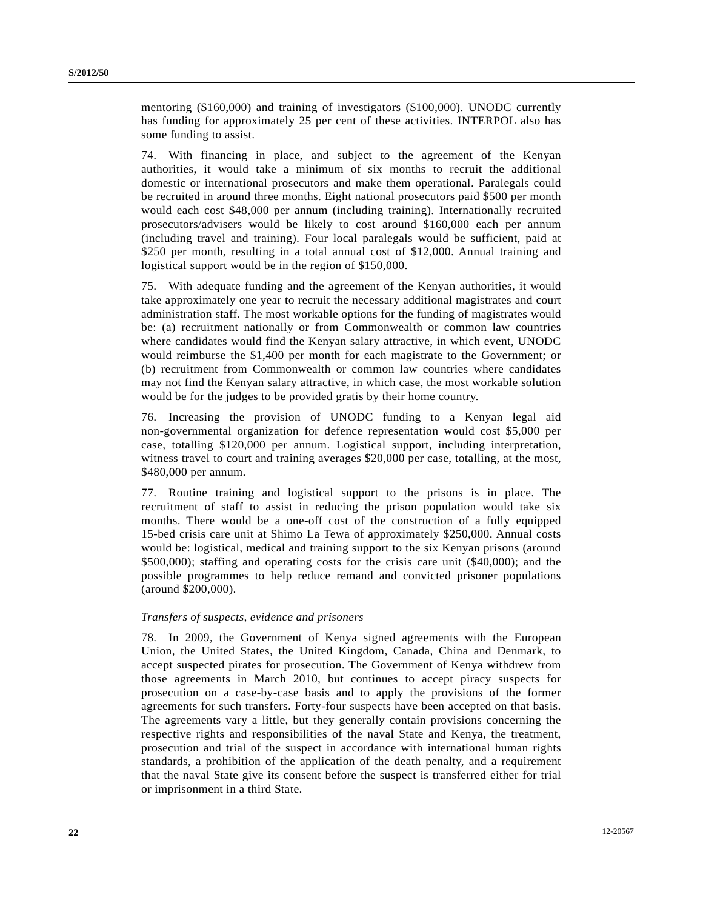mentoring ($160,000) and training of investigators ($100,000). UNODC currently has funding for approximately 25 per cent of these activities. INTERPOL also has some funding to assist.

74. With financing in place, and subject to the agreement of the Kenyan authorities, it would take a minimum of six months to recruit the additional domestic or international prosecutors and make them operational. Paralegals could be recruited in around three months. Eight national prosecutors paid $500 per month would each cost $48,000 per annum (including training). Internationally recruited prosecutors/advisers would be likely to cost around $160,000 each per annum (including travel and training). Four local paralegals would be sufficient, paid at $250 per month, resulting in a total annual cost of $12,000. Annual training and logistical support would be in the region of $150,000.

75. With adequate funding and the agreement of the Kenyan authorities, it would take approximately one year to recruit the necessary additional magistrates and court administration staff. The most workable options for the funding of magistrates would be: (a) recruitment nationally or from Commonwealth or common law countries where candidates would find the Kenyan salary attractive, in which event, UNODC would reimburse the $1,400 per month for each magistrate to the Government; or (b) recruitment from Commonwealth or common law countries where candidates may not find the Kenyan salary attractive, in which case, the most workable solution would be for the judges to be provided gratis by their home country.

76. Increasing the provision of UNODC funding to a Kenyan legal aid non-governmental organization for defence representation would cost $5,000 per case, totalling $120,000 per annum. Logistical support, including interpretation, witness travel to court and training averages $20,000 per case, totalling, at the most, $480,000 per annum.

77. Routine training and logistical support to the prisons is in place. The recruitment of staff to assist in reducing the prison population would take six months. There would be a one-off cost of the construction of a fully equipped 15-bed crisis care unit at Shimo La Tewa of approximately $250,000. Annual costs would be: logistical, medical and training support to the six Kenyan prisons (around $500,000); staffing and operating costs for the crisis care unit ($40,000); and the possible programmes to help reduce remand and convicted prisoner populations (around $200,000).

*Transfers of suspects, evidence and prisoners*

78. In 2009, the Government of Kenya signed agreements with the European Union, the United States, the United Kingdom, Canada, China and Denmark, to accept suspected pirates for prosecution. The Government of Kenya withdrew from those agreements in March 2010, but continues to accept piracy suspects for prosecution on a case-by-case basis and to apply the provisions of the former agreements for such transfers. Forty-four suspects have been accepted on that basis. The agreements vary a little, but they generally contain provisions concerning the respective rights and responsibilities of the naval State and Kenya, the treatment, prosecution and trial of the suspect in accordance with international human rights standards, a prohibition of the application of the death penalty, and a requirement that the naval State give its consent before the suspect is transferred either for trial or imprisonment in a third State.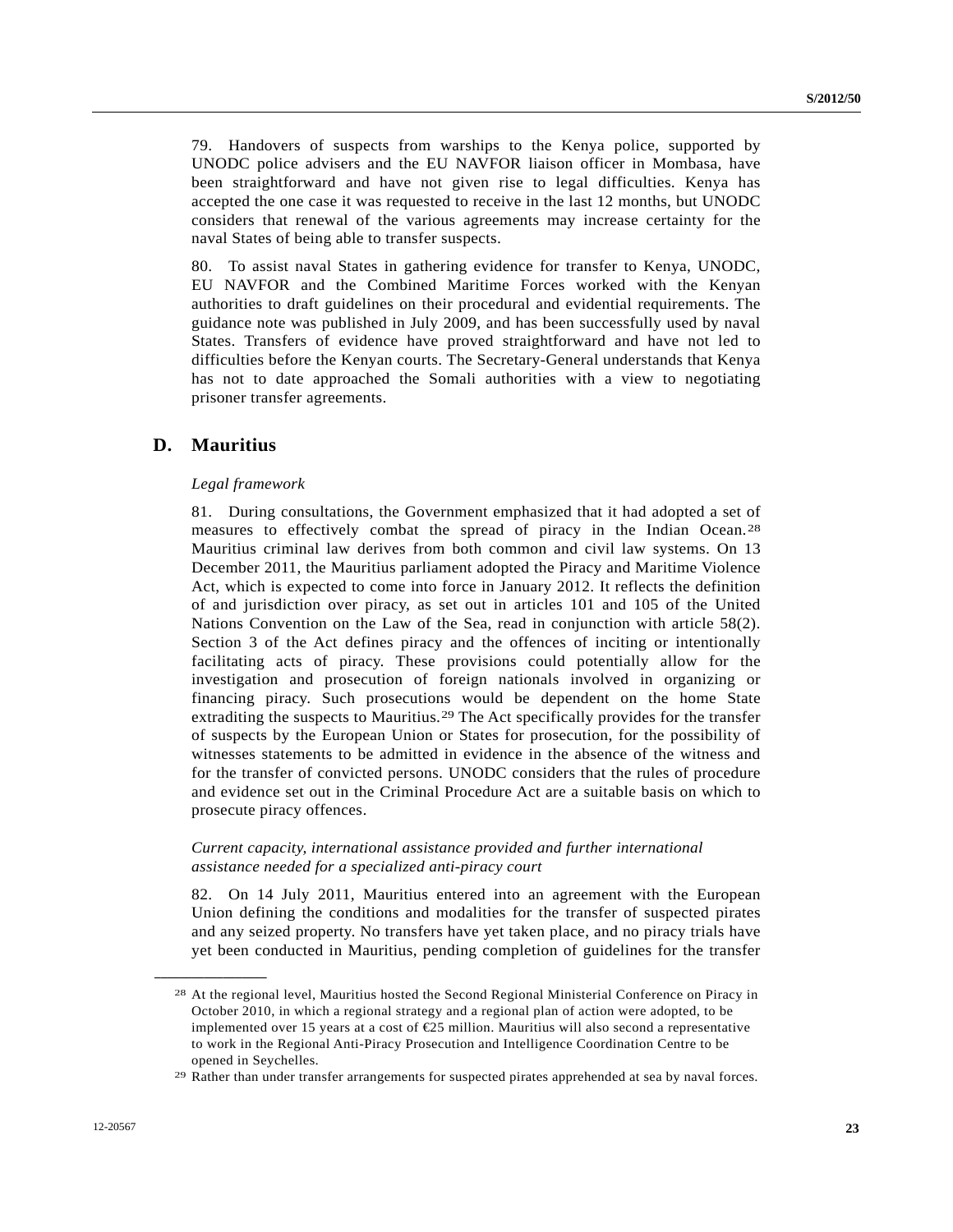79. Handovers of suspects from warships to the Kenya police, supported by UNODC police advisers and the EU NAVFOR liaison officer in Mombasa, have been straightforward and have not given rise to legal difficulties. Kenya has accepted the one case it was requested to receive in the last 12 months, but UNODC considers that renewal of the various agreements may increase certainty for the naval States of being able to transfer suspects.

80. To assist naval States in gathering evidence for transfer to Kenya, UNODC, EU NAVFOR and the Combined Maritime Forces worked with the Kenyan authorities to draft guidelines on their procedural and evidential requirements. The guidance note was published in July 2009, and has been successfully used by naval States. Transfers of evidence have proved straightforward and have not led to difficulties before the Kenyan courts. The Secretary-General understands that Kenya has not to date approached the Somali authorities with a view to negotiating prisoner transfer agreements.

## D. Mauritius

*Legal framework*

81. During consultations, the Government emphasized that it had adopted a set of measures to effectively combat the spread of piracy in the Indian Ocean.[28] Mauritius criminal law derives from both common and civil law systems. On 13 December 2011, the Mauritius parliament adopted the Piracy and Maritime Violence Act, which is expected to come into force in January 2012. It reflects the definition of and jurisdiction over piracy, as set out in articles 101 and 105 of the United Nations Convention on the Law of the Sea, read in conjunction with article 58(2). Section 3 of the Act defines piracy and the offences of inciting or intentionally facilitating acts of piracy. These provisions could potentially allow for the investigation and prosecution of foreign nationals involved in organizing or financing piracy. Such prosecutions would be dependent on the home State extraditing the suspects to Mauritius.[29] The Act specifically provides for the transfer of suspects by the European Union or States for prosecution, for the possibility of witnesses statements to be admitted in evidence in the absence of the witness and for the transfer of convicted persons. UNODC considers that the rules of procedure and evidence set out in the Criminal Procedure Act are a suitable basis on which to prosecute piracy offences.

*Current capacity, international assistance provided and further international assistance needed for a specialized anti-piracy court*

82. On 14 July 2011, Mauritius entered into an agreement with the European Union defining the conditions and modalities for the transfer of suspected pirates and any seized property. No transfers have yet taken place, and no piracy trials have yet been conducted in Mauritius, pending completion of guidelines for the transfer

---

[28] At the regional level, Mauritius hosted the Second Regional Ministerial Conference on Piracy in October 2010, in which a regional strategy and a regional plan of action were adopted, to be implemented over 15 years at a cost of €25 million. Mauritius will also second a representative to work in the Regional Anti-Piracy Prosecution and Intelligence Coordination Centre to be opened in Seychelles.

[29] Rather than under transfer arrangements for suspected pirates apprehended at sea by naval forces.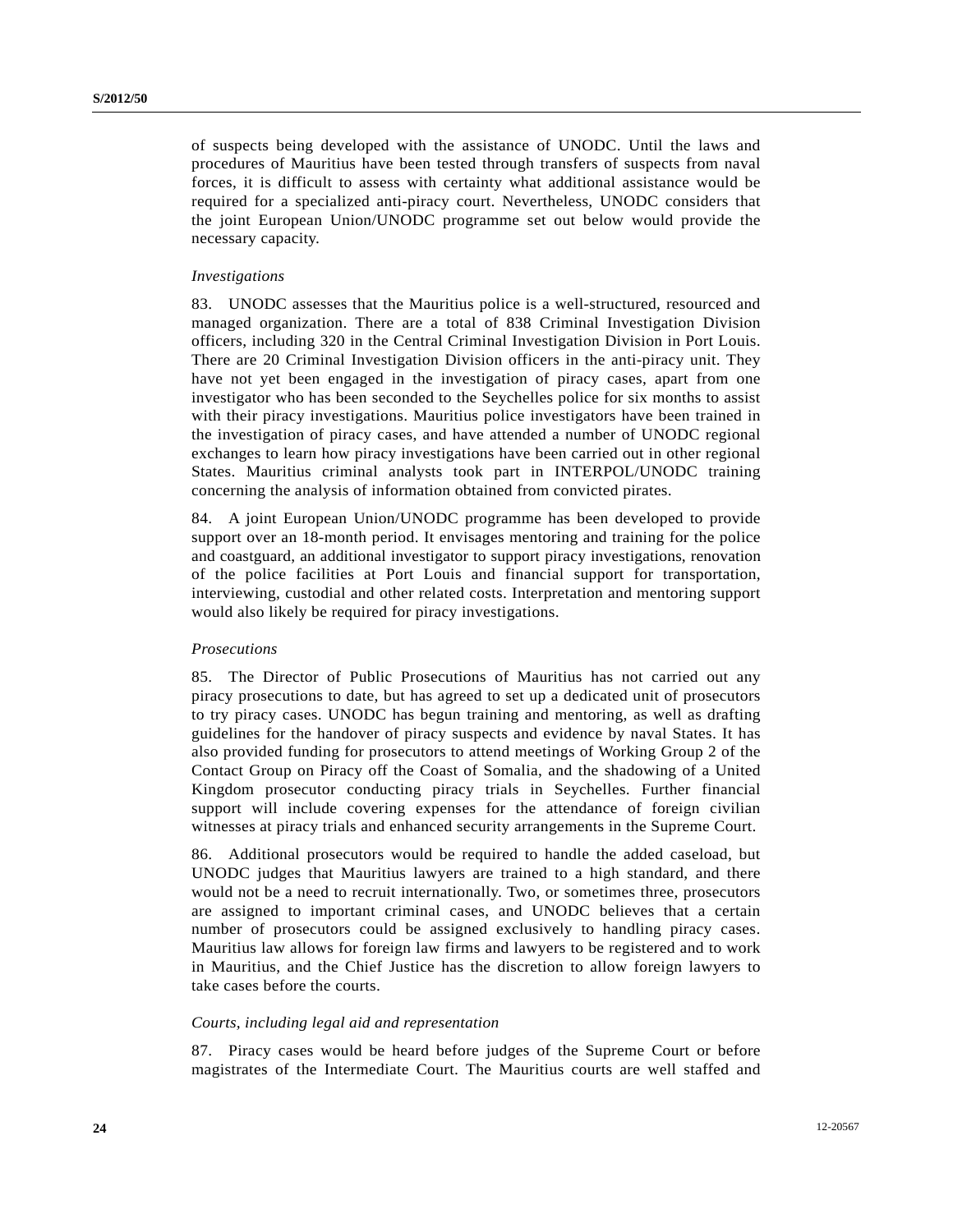of suspects being developed with the assistance of UNODC. Until the laws and procedures of Mauritius have been tested through transfers of suspects from naval forces, it is difficult to assess with certainty what additional assistance would be required for a specialized anti-piracy court. Nevertheless, UNODC considers that the joint European Union/UNODC programme set out below would provide the necessary capacity.

*Investigations*

83. UNODC assesses that the Mauritius police is a well-structured, resourced and managed organization. There are a total of 838 Criminal Investigation Division officers, including 320 in the Central Criminal Investigation Division in Port Louis. There are 20 Criminal Investigation Division officers in the anti-piracy unit. They have not yet been engaged in the investigation of piracy cases, apart from one investigator who has been seconded to the Seychelles police for six months to assist with their piracy investigations. Mauritius police investigators have been trained in the investigation of piracy cases, and have attended a number of UNODC regional exchanges to learn how piracy investigations have been carried out in other regional States. Mauritius criminal analysts took part in INTERPOL/UNODC training concerning the analysis of information obtained from convicted pirates.

84. A joint European Union/UNODC programme has been developed to provide support over an 18-month period. It envisages mentoring and training for the police and coastguard, an additional investigator to support piracy investigations, renovation of the police facilities at Port Louis and financial support for transportation, interviewing, custodial and other related costs. Interpretation and mentoring support would also likely be required for piracy investigations.

*Prosecutions*

85. The Director of Public Prosecutions of Mauritius has not carried out any piracy prosecutions to date, but has agreed to set up a dedicated unit of prosecutors to try piracy cases. UNODC has begun training and mentoring, as well as drafting guidelines for the handover of piracy suspects and evidence by naval States. It has also provided funding for prosecutors to attend meetings of Working Group 2 of the Contact Group on Piracy off the Coast of Somalia, and the shadowing of a United Kingdom prosecutor conducting piracy trials in Seychelles. Further financial support will include covering expenses for the attendance of foreign civilian witnesses at piracy trials and enhanced security arrangements in the Supreme Court.

86. Additional prosecutors would be required to handle the added caseload, but UNODC judges that Mauritius lawyers are trained to a high standard, and there would not be a need to recruit internationally. Two, or sometimes three, prosecutors are assigned to important criminal cases, and UNODC believes that a certain number of prosecutors could be assigned exclusively to handling piracy cases. Mauritius law allows for foreign law firms and lawyers to be registered and to work in Mauritius, and the Chief Justice has the discretion to allow foreign lawyers to take cases before the courts.

*Courts, including legal aid and representation*

87. Piracy cases would be heard before judges of the Supreme Court or before magistrates of the Intermediate Court. The Mauritius courts are well staffed and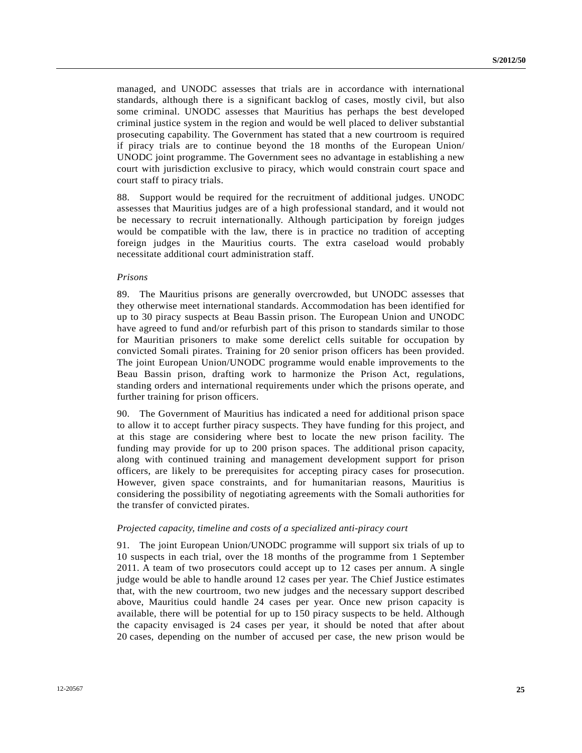managed, and UNODC assesses that trials are in accordance with international standards, although there is a significant backlog of cases, mostly civil, but also some criminal. UNODC assesses that Mauritius has perhaps the best developed criminal justice system in the region and would be well placed to deliver substantial prosecuting capability. The Government has stated that a new courtroom is required if piracy trials are to continue beyond the 18 months of the European Union/ UNODC joint programme. The Government sees no advantage in establishing a new court with jurisdiction exclusive to piracy, which would constrain court space and court staff to piracy trials.

88. Support would be required for the recruitment of additional judges. UNODC assesses that Mauritius judges are of a high professional standard, and it would not be necessary to recruit internationally. Although participation by foreign judges would be compatible with the law, there is in practice no tradition of accepting foreign judges in the Mauritius courts. The extra caseload would probably necessitate additional court administration staff.

*Prisons*

89. The Mauritius prisons are generally overcrowded, but UNODC assesses that they otherwise meet international standards. Accommodation has been identified for up to 30 piracy suspects at Beau Bassin prison. The European Union and UNODC have agreed to fund and/or refurbish part of this prison to standards similar to those for Mauritian prisoners to make some derelict cells suitable for occupation by convicted Somali pirates. Training for 20 senior prison officers has been provided. The joint European Union/UNODC programme would enable improvements to the Beau Bassin prison, drafting work to harmonize the Prison Act, regulations, standing orders and international requirements under which the prisons operate, and further training for prison officers.

90. The Government of Mauritius has indicated a need for additional prison space to allow it to accept further piracy suspects. They have funding for this project, and at this stage are considering where best to locate the new prison facility. The funding may provide for up to 200 prison spaces. The additional prison capacity, along with continued training and management development support for prison officers, are likely to be prerequisites for accepting piracy cases for prosecution. However, given space constraints, and for humanitarian reasons, Mauritius is considering the possibility of negotiating agreements with the Somali authorities for the transfer of convicted pirates.

*Projected capacity, timeline and costs of a specialized anti-piracy court*

91. The joint European Union/UNODC programme will support six trials of up to 10 suspects in each trial, over the 18 months of the programme from 1 September 2011. A team of two prosecutors could accept up to 12 cases per annum. A single judge would be able to handle around 12 cases per year. The Chief Justice estimates that, with the new courtroom, two new judges and the necessary support described above, Mauritius could handle 24 cases per year. Once new prison capacity is available, there will be potential for up to 150 piracy suspects to be held. Although the capacity envisaged is 24 cases per year, it should be noted that after about 20 cases, depending on the number of accused per case, the new prison would be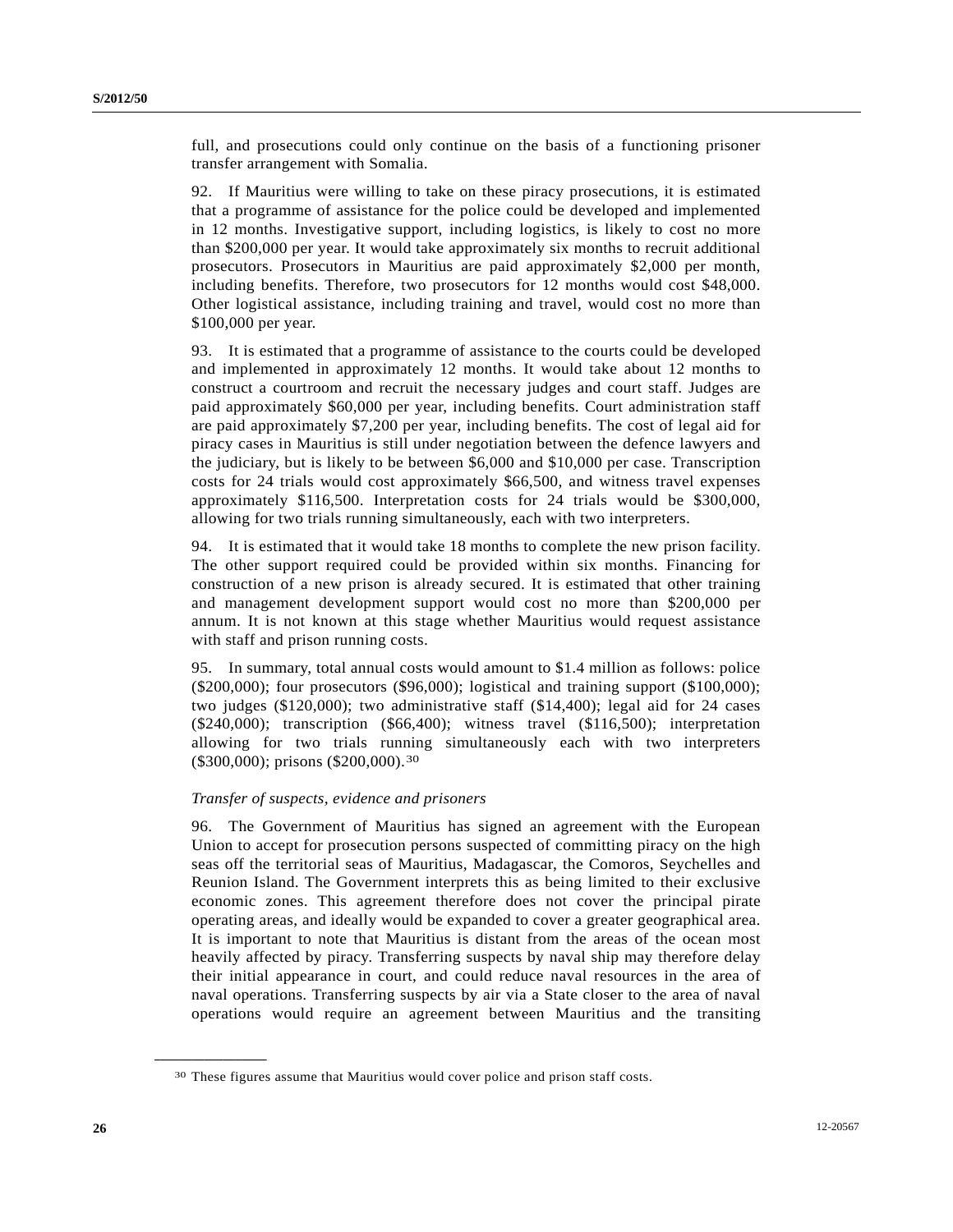full, and prosecutions could only continue on the basis of a functioning prisoner transfer arrangement with Somalia.

92. If Mauritius were willing to take on these piracy prosecutions, it is estimated that a programme of assistance for the police could be developed and implemented in 12 months. Investigative support, including logistics, is likely to cost no more than \$200,000 per year. It would take approximately six months to recruit additional prosecutors. Prosecutors in Mauritius are paid approximately \$2,000 per month, including benefits. Therefore, two prosecutors for 12 months would cost \$48,000. Other logistical assistance, including training and travel, would cost no more than \$100,000 per year.

93. It is estimated that a programme of assistance to the courts could be developed and implemented in approximately 12 months. It would take about 12 months to construct a courtroom and recruit the necessary judges and court staff. Judges are paid approximately \$60,000 per year, including benefits. Court administration staff are paid approximately \$7,200 per year, including benefits. The cost of legal aid for piracy cases in Mauritius is still under negotiation between the defence lawyers and the judiciary, but is likely to be between \$6,000 and \$10,000 per case. Transcription costs for 24 trials would cost approximately \$66,500, and witness travel expenses approximately \$116,500. Interpretation costs for 24 trials would be \$300,000, allowing for two trials running simultaneously, each with two interpreters.

94. It is estimated that it would take 18 months to complete the new prison facility. The other support required could be provided within six months. Financing for construction of a new prison is already secured. It is estimated that other training and management development support would cost no more than \$200,000 per annum. It is not known at this stage whether Mauritius would request assistance with staff and prison running costs.

95. In summary, total annual costs would amount to \$1.4 million as follows: police (\$200,000); four prosecutors (\$96,000); logistical and training support (\$100,000); two judges (\$120,000); two administrative staff (\$14,400); legal aid for 24 cases (\$240,000); transcription (\$66,400); witness travel (\$116,500); interpretation allowing for two trials running simultaneously each with two interpreters (\$300,000); prisons (\$200,000).[30]

*Transfer of suspects, evidence and prisoners*

96. The Government of Mauritius has signed an agreement with the European Union to accept for prosecution persons suspected of committing piracy on the high seas off the territorial seas of Mauritius, Madagascar, the Comoros, Seychelles and Reunion Island. The Government interprets this as being limited to their exclusive economic zones. This agreement therefore does not cover the principal pirate operating areas, and ideally would be expanded to cover a greater geographical area. It is important to note that Mauritius is distant from the areas of the ocean most heavily affected by piracy. Transferring suspects by naval ship may therefore delay their initial appearance in court, and could reduce naval resources in the area of naval operations. Transferring suspects by air via a State closer to the area of naval operations would require an agreement between Mauritius and the transiting

---

[30] These figures assume that Mauritius would cover police and prison staff costs.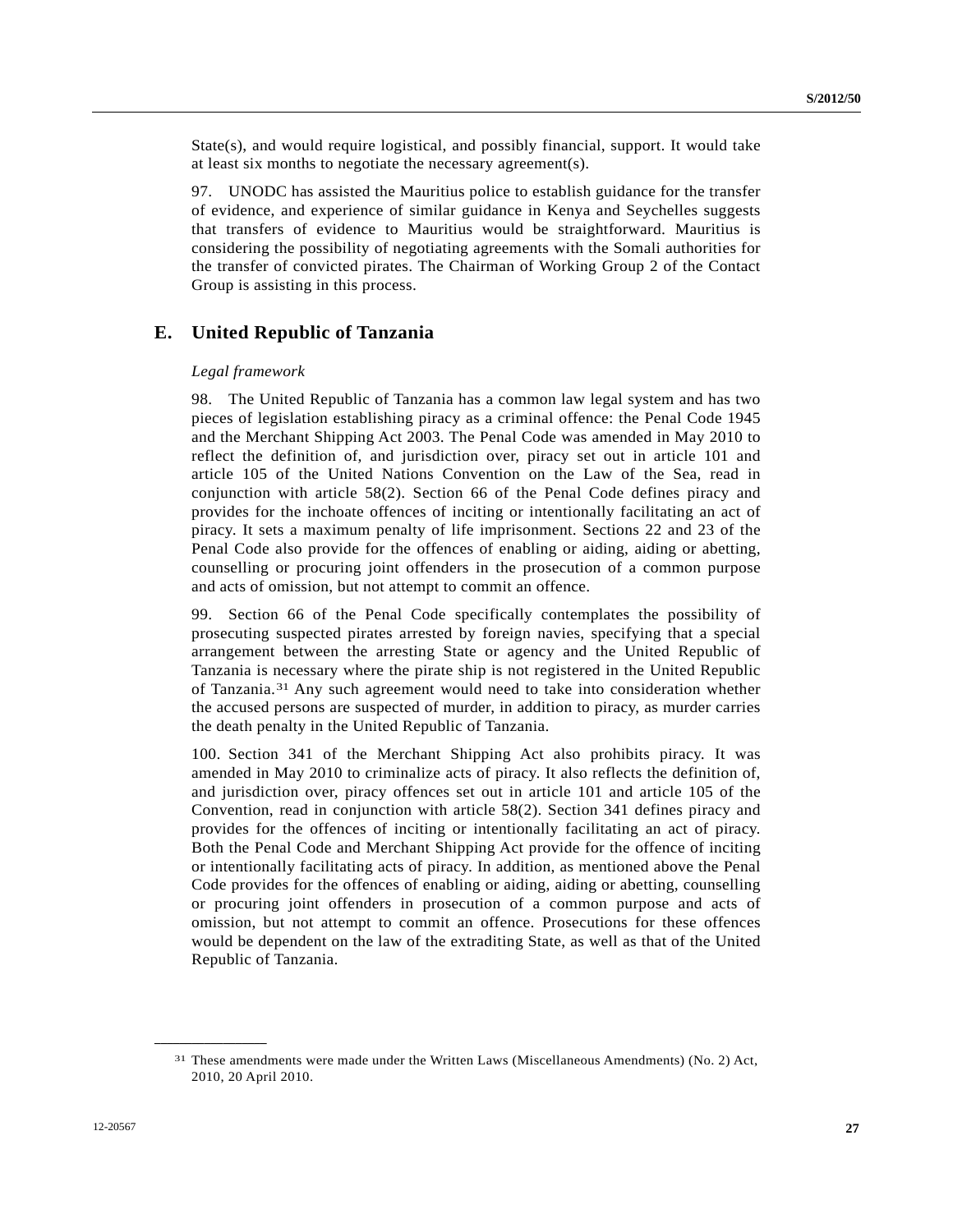State(s), and would require logistical, and possibly financial, support. It would take at least six months to negotiate the necessary agreement(s).

97. UNODC has assisted the Mauritius police to establish guidance for the transfer of evidence, and experience of similar guidance in Kenya and Seychelles suggests that transfers of evidence to Mauritius would be straightforward. Mauritius is considering the possibility of negotiating agreements with the Somali authorities for the transfer of convicted pirates. The Chairman of Working Group 2 of the Contact Group is assisting in this process.

## E. United Republic of Tanzania

*Legal framework*

98. The United Republic of Tanzania has a common law legal system and has two pieces of legislation establishing piracy as a criminal offence: the Penal Code 1945 and the Merchant Shipping Act 2003. The Penal Code was amended in May 2010 to reflect the definition of, and jurisdiction over, piracy set out in article 101 and article 105 of the United Nations Convention on the Law of the Sea, read in conjunction with article 58(2). Section 66 of the Penal Code defines piracy and provides for the inchoate offences of inciting or intentionally facilitating an act of piracy. It sets a maximum penalty of life imprisonment. Sections 22 and 23 of the Penal Code also provide for the offences of enabling or aiding, aiding or abetting, counselling or procuring joint offenders in the prosecution of a common purpose and acts of omission, but not attempt to commit an offence.

99. Section 66 of the Penal Code specifically contemplates the possibility of prosecuting suspected pirates arrested by foreign navies, specifying that a special arrangement between the arresting State or agency and the United Republic of Tanzania is necessary where the pirate ship is not registered in the United Republic of Tanzania.[31] Any such agreement would need to take into consideration whether the accused persons are suspected of murder, in addition to piracy, as murder carries the death penalty in the United Republic of Tanzania.

100. Section 341 of the Merchant Shipping Act also prohibits piracy. It was amended in May 2010 to criminalize acts of piracy. It also reflects the definition of, and jurisdiction over, piracy offences set out in article 101 and article 105 of the Convention, read in conjunction with article 58(2). Section 341 defines piracy and provides for the offences of inciting or intentionally facilitating an act of piracy. Both the Penal Code and Merchant Shipping Act provide for the offence of inciting or intentionally facilitating acts of piracy. In addition, as mentioned above the Penal Code provides for the offences of enabling or aiding, aiding or abetting, counselling or procuring joint offenders in prosecution of a common purpose and acts of omission, but not attempt to commit an offence. Prosecutions for these offences would be dependent on the law of the extraditing State, as well as that of the United Republic of Tanzania.

---

[31] These amendments were made under the Written Laws (Miscellaneous Amendments) (No. 2) Act, 2010, 20 April 2010.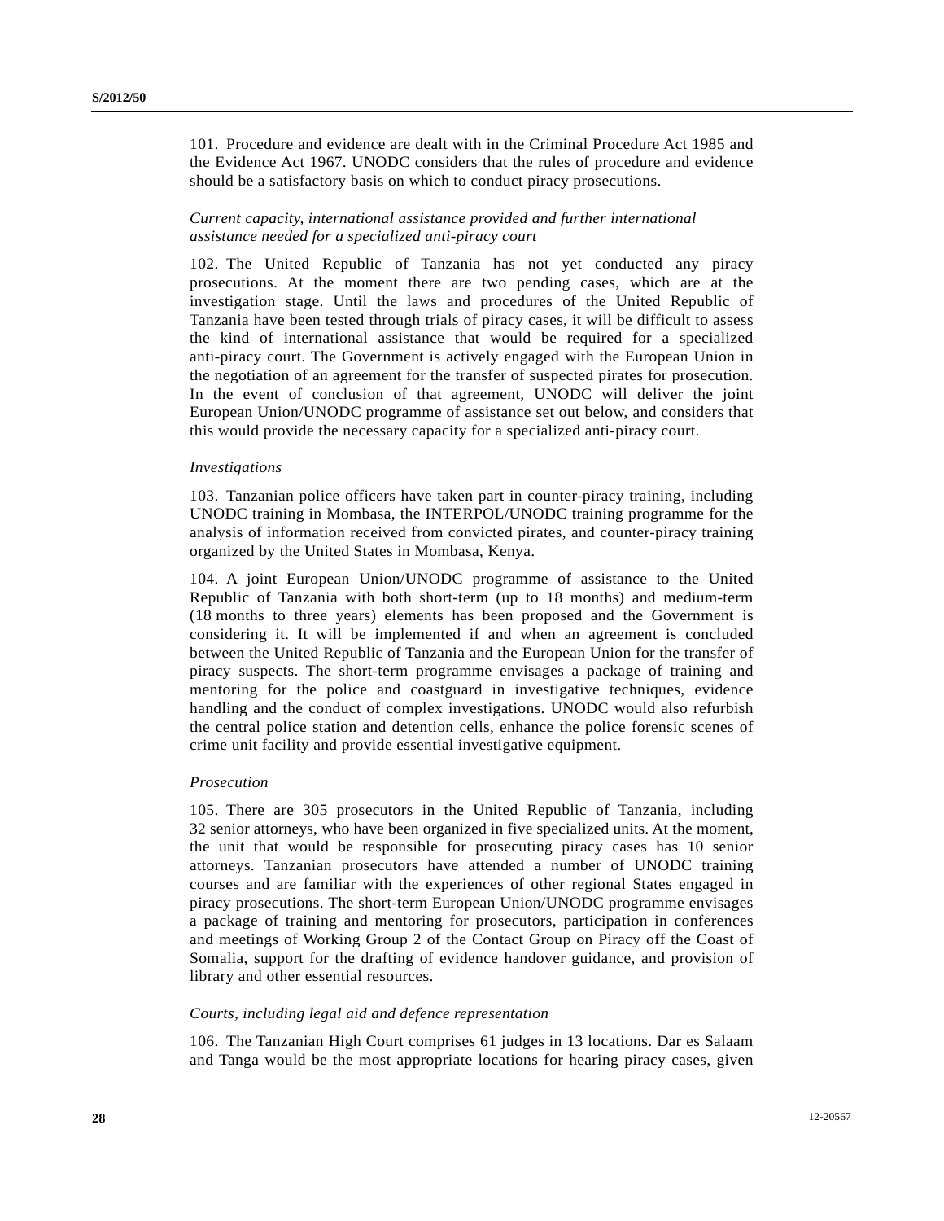101. Procedure and evidence are dealt with in the Criminal Procedure Act 1985 and the Evidence Act 1967. UNODC considers that the rules of procedure and evidence should be a satisfactory basis on which to conduct piracy prosecutions.

*Current capacity, international assistance provided and further international assistance needed for a specialized anti-piracy court*

102. The United Republic of Tanzania has not yet conducted any piracy prosecutions. At the moment there are two pending cases, which are at the investigation stage. Until the laws and procedures of the United Republic of Tanzania have been tested through trials of piracy cases, it will be difficult to assess the kind of international assistance that would be required for a specialized anti-piracy court. The Government is actively engaged with the European Union in the negotiation of an agreement for the transfer of suspected pirates for prosecution. In the event of conclusion of that agreement, UNODC will deliver the joint European Union/UNODC programme of assistance set out below, and considers that this would provide the necessary capacity for a specialized anti-piracy court.

*Investigations*

103. Tanzanian police officers have taken part in counter-piracy training, including UNODC training in Mombasa, the INTERPOL/UNODC training programme for the analysis of information received from convicted pirates, and counter-piracy training organized by the United States in Mombasa, Kenya.

104. A joint European Union/UNODC programme of assistance to the United Republic of Tanzania with both short-term (up to 18 months) and medium-term (18 months to three years) elements has been proposed and the Government is considering it. It will be implemented if and when an agreement is concluded between the United Republic of Tanzania and the European Union for the transfer of piracy suspects. The short-term programme envisages a package of training and mentoring for the police and coastguard in investigative techniques, evidence handling and the conduct of complex investigations. UNODC would also refurbish the central police station and detention cells, enhance the police forensic scenes of crime unit facility and provide essential investigative equipment.

*Prosecution*

105. There are 305 prosecutors in the United Republic of Tanzania, including 32 senior attorneys, who have been organized in five specialized units. At the moment, the unit that would be responsible for prosecuting piracy cases has 10 senior attorneys. Tanzanian prosecutors have attended a number of UNODC training courses and are familiar with the experiences of other regional States engaged in piracy prosecutions. The short-term European Union/UNODC programme envisages a package of training and mentoring for prosecutors, participation in conferences and meetings of Working Group 2 of the Contact Group on Piracy off the Coast of Somalia, support for the drafting of evidence handover guidance, and provision of library and other essential resources.

*Courts, including legal aid and defence representation*

106. The Tanzanian High Court comprises 61 judges in 13 locations. Dar es Salaam and Tanga would be the most appropriate locations for hearing piracy cases, given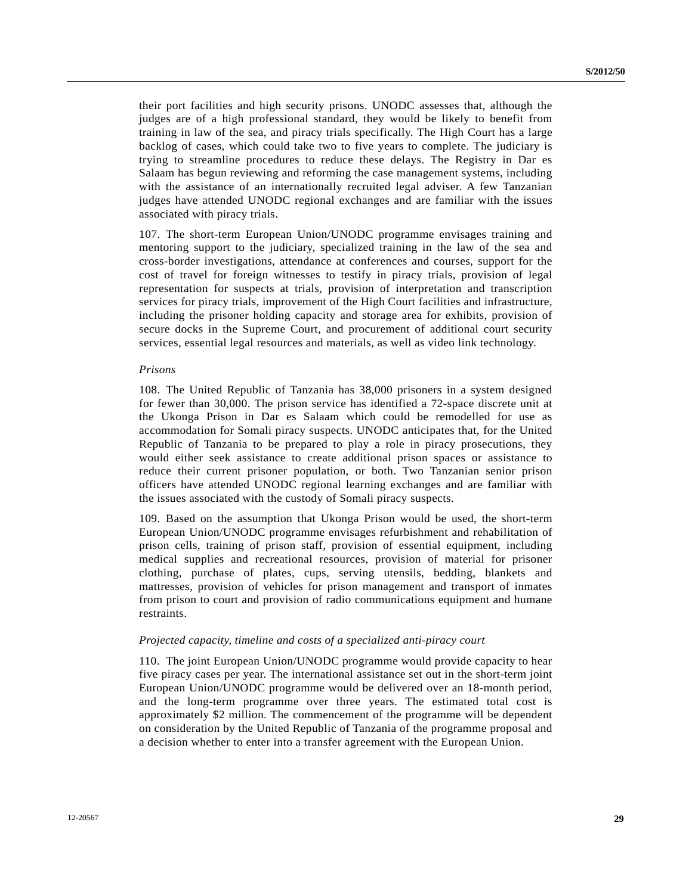their port facilities and high security prisons. UNODC assesses that, although the judges are of a high professional standard, they would be likely to benefit from training in law of the sea, and piracy trials specifically. The High Court has a large backlog of cases, which could take two to five years to complete. The judiciary is trying to streamline procedures to reduce these delays. The Registry in Dar es Salaam has begun reviewing and reforming the case management systems, including with the assistance of an internationally recruited legal adviser. A few Tanzanian judges have attended UNODC regional exchanges and are familiar with the issues associated with piracy trials.

107. The short-term European Union/UNODC programme envisages training and mentoring support to the judiciary, specialized training in the law of the sea and cross-border investigations, attendance at conferences and courses, support for the cost of travel for foreign witnesses to testify in piracy trials, provision of legal representation for suspects at trials, provision of interpretation and transcription services for piracy trials, improvement of the High Court facilities and infrastructure, including the prisoner holding capacity and storage area for exhibits, provision of secure docks in the Supreme Court, and procurement of additional court security services, essential legal resources and materials, as well as video link technology.

*Prisons*

108. The United Republic of Tanzania has 38,000 prisoners in a system designed for fewer than 30,000. The prison service has identified a 72-space discrete unit at the Ukonga Prison in Dar es Salaam which could be remodelled for use as accommodation for Somali piracy suspects. UNODC anticipates that, for the United Republic of Tanzania to be prepared to play a role in piracy prosecutions, they would either seek assistance to create additional prison spaces or assistance to reduce their current prisoner population, or both. Two Tanzanian senior prison officers have attended UNODC regional learning exchanges and are familiar with the issues associated with the custody of Somali piracy suspects.

109. Based on the assumption that Ukonga Prison would be used, the short-term European Union/UNODC programme envisages refurbishment and rehabilitation of prison cells, training of prison staff, provision of essential equipment, including medical supplies and recreational resources, provision of material for prisoner clothing, purchase of plates, cups, serving utensils, bedding, blankets and mattresses, provision of vehicles for prison management and transport of inmates from prison to court and provision of radio communications equipment and humane restraints.

*Projected capacity, timeline and costs of a specialized anti-piracy court*

110. The joint European Union/UNODC programme would provide capacity to hear five piracy cases per year. The international assistance set out in the short-term joint European Union/UNODC programme would be delivered over an 18-month period, and the long-term programme over three years. The estimated total cost is approximately $2 million. The commencement of the programme will be dependent on consideration by the United Republic of Tanzania of the programme proposal and a decision whether to enter into a transfer agreement with the European Union.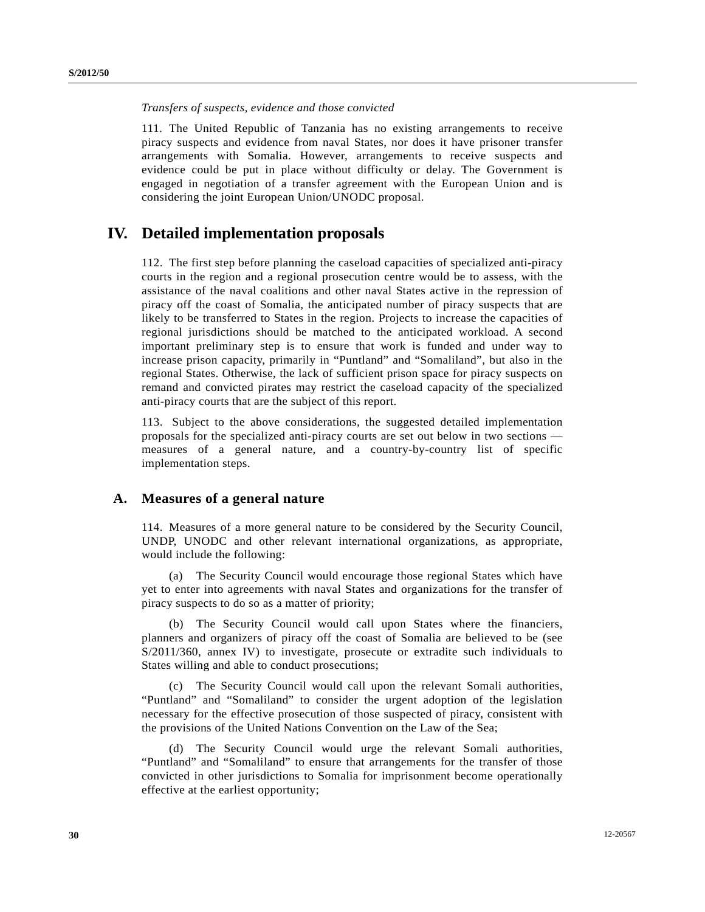*Transfers of suspects, evidence and those convicted*

111. The United Republic of Tanzania has no existing arrangements to receive piracy suspects and evidence from naval States, nor does it have prisoner transfer arrangements with Somalia. However, arrangements to receive suspects and evidence could be put in place without difficulty or delay. The Government is engaged in negotiation of a transfer agreement with the European Union and is considering the joint European Union/UNODC proposal.

# IV. Detailed implementation proposals

112. The first step before planning the caseload capacities of specialized anti-piracy courts in the region and a regional prosecution centre would be to assess, with the assistance of the naval coalitions and other naval States active in the repression of piracy off the coast of Somalia, the anticipated number of piracy suspects that are likely to be transferred to States in the region. Projects to increase the capacities of regional jurisdictions should be matched to the anticipated workload. A second important preliminary step is to ensure that work is funded and under way to increase prison capacity, primarily in "Puntland" and "Somaliland", but also in the regional States. Otherwise, the lack of sufficient prison space for piracy suspects on remand and convicted pirates may restrict the caseload capacity of the specialized anti-piracy courts that are the subject of this report.

113. Subject to the above considerations, the suggested detailed implementation proposals for the specialized anti-piracy courts are set out below in two sections — measures of a general nature, and a country-by-country list of specific implementation steps.

## A. Measures of a general nature

114. Measures of a more general nature to be considered by the Security Council, UNDP, UNODC and other relevant international organizations, as appropriate, would include the following:

(a) The Security Council would encourage those regional States which have yet to enter into agreements with naval States and organizations for the transfer of piracy suspects to do so as a matter of priority;

(b) The Security Council would call upon States where the financiers, planners and organizers of piracy off the coast of Somalia are believed to be (see S/2011/360, annex IV) to investigate, prosecute or extradite such individuals to States willing and able to conduct prosecutions;

(c) The Security Council would call upon the relevant Somali authorities, "Puntland" and "Somaliland" to consider the urgent adoption of the legislation necessary for the effective prosecution of those suspected of piracy, consistent with the provisions of the United Nations Convention on the Law of the Sea;

(d) The Security Council would urge the relevant Somali authorities, "Puntland" and "Somaliland" to ensure that arrangements for the transfer of those convicted in other jurisdictions to Somalia for imprisonment become operationally effective at the earliest opportunity;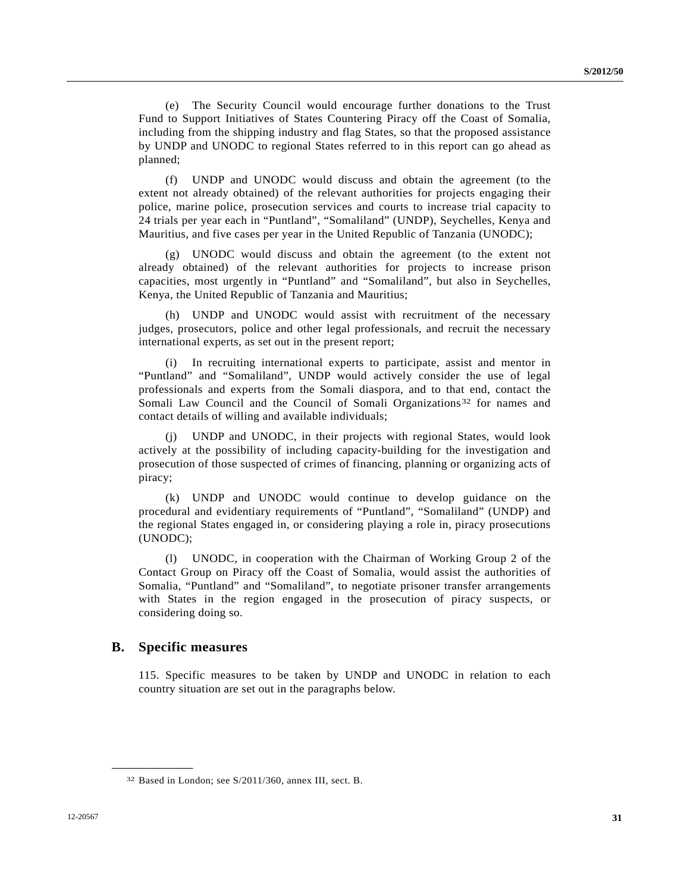(e) The Security Council would encourage further donations to the Trust Fund to Support Initiatives of States Countering Piracy off the Coast of Somalia, including from the shipping industry and flag States, so that the proposed assistance by UNDP and UNODC to regional States referred to in this report can go ahead as planned;

(f) UNDP and UNODC would discuss and obtain the agreement (to the extent not already obtained) of the relevant authorities for projects engaging their police, marine police, prosecution services and courts to increase trial capacity to 24 trials per year each in "Puntland", "Somaliland" (UNDP), Seychelles, Kenya and Mauritius, and five cases per year in the United Republic of Tanzania (UNODC);

(g) UNODC would discuss and obtain the agreement (to the extent not already obtained) of the relevant authorities for projects to increase prison capacities, most urgently in "Puntland" and "Somaliland", but also in Seychelles, Kenya, the United Republic of Tanzania and Mauritius;

(h) UNDP and UNODC would assist with recruitment of the necessary judges, prosecutors, police and other legal professionals, and recruit the necessary international experts, as set out in the present report;

(i) In recruiting international experts to participate, assist and mentor in "Puntland" and "Somaliland", UNDP would actively consider the use of legal professionals and experts from the Somali diaspora, and to that end, contact the Somali Law Council and the Council of Somali Organizations[32] for names and contact details of willing and available individuals;

(j) UNDP and UNODC, in their projects with regional States, would look actively at the possibility of including capacity-building for the investigation and prosecution of those suspected of crimes of financing, planning or organizing acts of piracy;

(k) UNDP and UNODC would continue to develop guidance on the procedural and evidentiary requirements of "Puntland", "Somaliland" (UNDP) and the regional States engaged in, or considering playing a role in, piracy prosecutions (UNODC);

(l) UNODC, in cooperation with the Chairman of Working Group 2 of the Contact Group on Piracy off the Coast of Somalia, would assist the authorities of Somalia, "Puntland" and "Somaliland", to negotiate prisoner transfer arrangements with States in the region engaged in the prosecution of piracy suspects, or considering doing so.

## B. Specific measures

115. Specific measures to be taken by UNDP and UNODC in relation to each country situation are set out in the paragraphs below.

---

[32] Based in London; see S/2011/360, annex III, sect. B.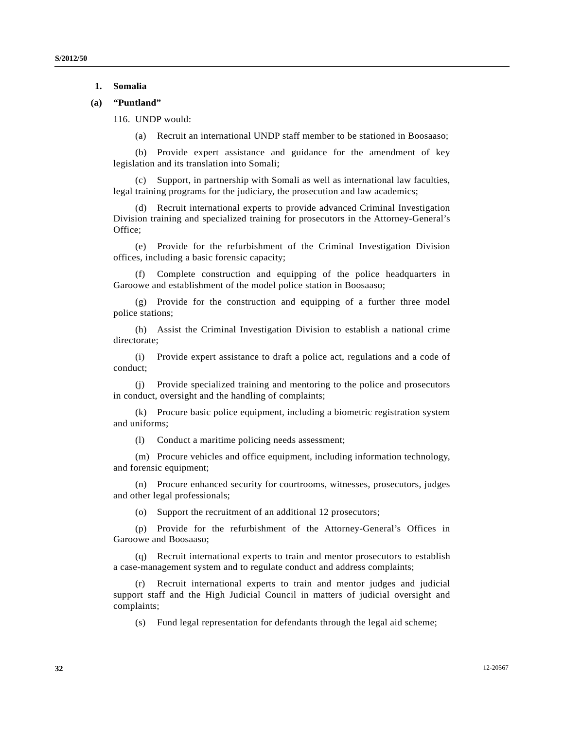### 1. Somalia

#### (a) "Puntland"

116. UNDP would:

(a) Recruit an international UNDP staff member to be stationed in Boosaaso;

(b) Provide expert assistance and guidance for the amendment of key legislation and its translation into Somali;

(c) Support, in partnership with Somali as well as international law faculties, legal training programs for the judiciary, the prosecution and law academics;

(d) Recruit international experts to provide advanced Criminal Investigation Division training and specialized training for prosecutors in the Attorney-General's Office;

(e) Provide for the refurbishment of the Criminal Investigation Division offices, including a basic forensic capacity;

(f) Complete construction and equipping of the police headquarters in Garoowe and establishment of the model police station in Boosaaso;

(g) Provide for the construction and equipping of a further three model police stations;

(h) Assist the Criminal Investigation Division to establish a national crime directorate;

(i) Provide expert assistance to draft a police act, regulations and a code of conduct;

(j) Provide specialized training and mentoring to the police and prosecutors in conduct, oversight and the handling of complaints;

(k) Procure basic police equipment, including a biometric registration system and uniforms;

(l) Conduct a maritime policing needs assessment;

(m) Procure vehicles and office equipment, including information technology, and forensic equipment;

(n) Procure enhanced security for courtrooms, witnesses, prosecutors, judges and other legal professionals;

(o) Support the recruitment of an additional 12 prosecutors;

(p) Provide for the refurbishment of the Attorney-General's Offices in Garoowe and Boosaaso;

(q) Recruit international experts to train and mentor prosecutors to establish a case-management system and to regulate conduct and address complaints;

(r) Recruit international experts to train and mentor judges and judicial support staff and the High Judicial Council in matters of judicial oversight and complaints;

(s) Fund legal representation for defendants through the legal aid scheme;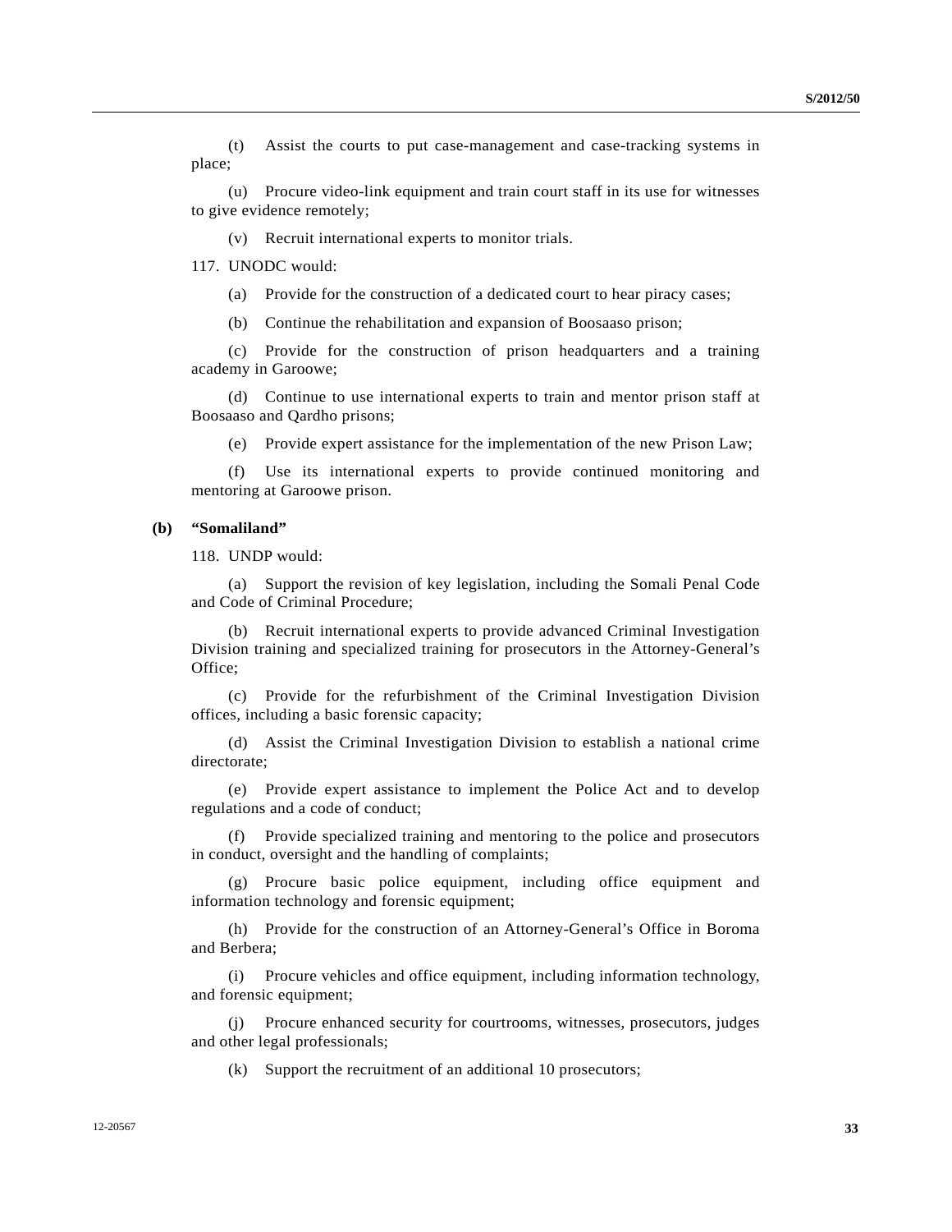(t) Assist the courts to put case-management and case-tracking systems in place;

(u) Procure video-link equipment and train court staff in its use for witnesses to give evidence remotely;

(v) Recruit international experts to monitor trials.

117. UNODC would:

(a) Provide for the construction of a dedicated court to hear piracy cases;

(b) Continue the rehabilitation and expansion of Boosaaso prison;

(c) Provide for the construction of prison headquarters and a training academy in Garoowe;

(d) Continue to use international experts to train and mentor prison staff at Boosaaso and Qardho prisons;

(e) Provide expert assistance for the implementation of the new Prison Law;

(f) Use its international experts to provide continued monitoring and mentoring at Garoowe prison.

**(b) "Somaliland"**

118. UNDP would:

(a) Support the revision of key legislation, including the Somali Penal Code and Code of Criminal Procedure;

(b) Recruit international experts to provide advanced Criminal Investigation Division training and specialized training for prosecutors in the Attorney-General's Office;

(c) Provide for the refurbishment of the Criminal Investigation Division offices, including a basic forensic capacity;

(d) Assist the Criminal Investigation Division to establish a national crime directorate;

(e) Provide expert assistance to implement the Police Act and to develop regulations and a code of conduct;

(f) Provide specialized training and mentoring to the police and prosecutors in conduct, oversight and the handling of complaints;

(g) Procure basic police equipment, including office equipment and information technology and forensic equipment;

(h) Provide for the construction of an Attorney-General's Office in Boroma and Berbera;

(i) Procure vehicles and office equipment, including information technology, and forensic equipment;

(j) Procure enhanced security for courtrooms, witnesses, prosecutors, judges and other legal professionals;

(k) Support the recruitment of an additional 10 prosecutors;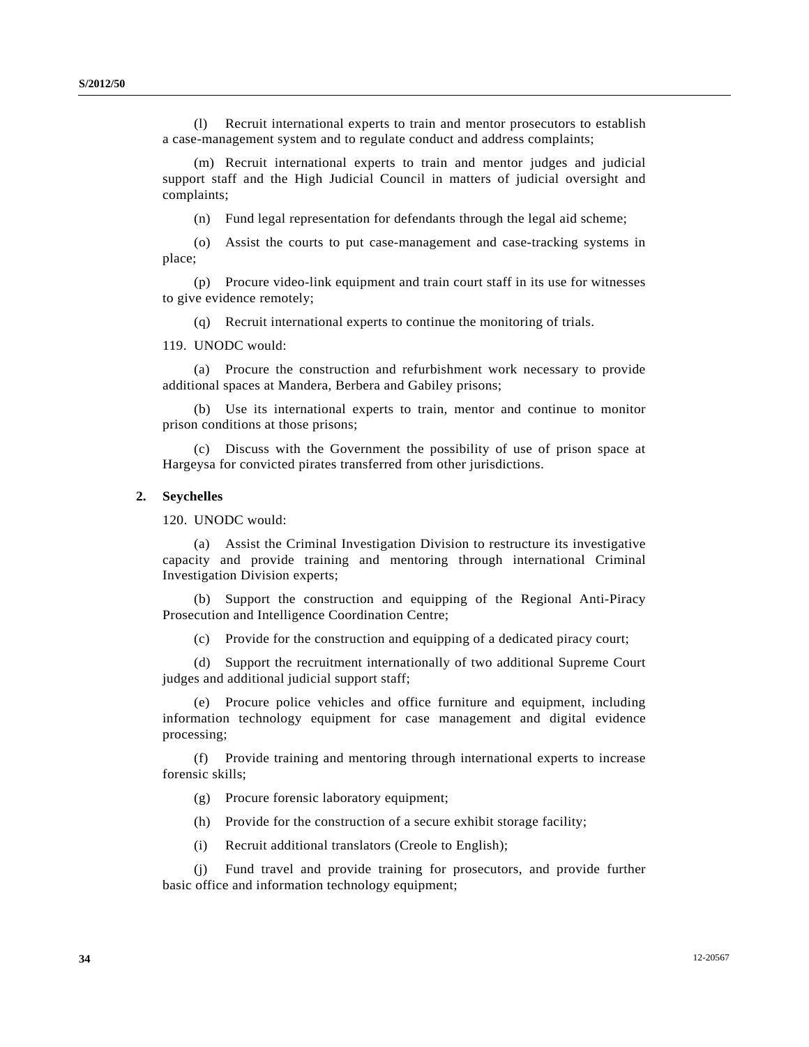(l) Recruit international experts to train and mentor prosecutors to establish a case-management system and to regulate conduct and address complaints;

(m) Recruit international experts to train and mentor judges and judicial support staff and the High Judicial Council in matters of judicial oversight and complaints;

(n) Fund legal representation for defendants through the legal aid scheme;

(o) Assist the courts to put case-management and case-tracking systems in place;

(p) Procure video-link equipment and train court staff in its use for witnesses to give evidence remotely;

(q) Recruit international experts to continue the monitoring of trials.

119. UNODC would:

(a) Procure the construction and refurbishment work necessary to provide additional spaces at Mandera, Berbera and Gabiley prisons;

(b) Use its international experts to train, mentor and continue to monitor prison conditions at those prisons;

(c) Discuss with the Government the possibility of use of prison space at Hargeysa for convicted pirates transferred from other jurisdictions.

### 2. Seychelles

120. UNODC would:

(a) Assist the Criminal Investigation Division to restructure its investigative capacity and provide training and mentoring through international Criminal Investigation Division experts;

(b) Support the construction and equipping of the Regional Anti-Piracy Prosecution and Intelligence Coordination Centre;

(c) Provide for the construction and equipping of a dedicated piracy court;

(d) Support the recruitment internationally of two additional Supreme Court judges and additional judicial support staff;

(e) Procure police vehicles and office furniture and equipment, including information technology equipment for case management and digital evidence processing;

(f) Provide training and mentoring through international experts to increase forensic skills;

(g) Procure forensic laboratory equipment;

(h) Provide for the construction of a secure exhibit storage facility;

(i) Recruit additional translators (Creole to English);

(j) Fund travel and provide training for prosecutors, and provide further basic office and information technology equipment;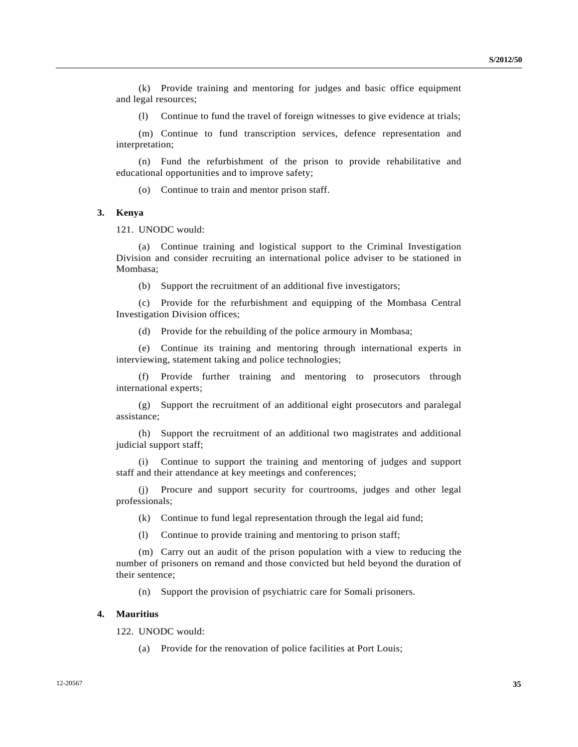(k) Provide training and mentoring for judges and basic office equipment and legal resources;

(l) Continue to fund the travel of foreign witnesses to give evidence at trials;

(m) Continue to fund transcription services, defence representation and interpretation;

(n) Fund the refurbishment of the prison to provide rehabilitative and educational opportunities and to improve safety;

(o) Continue to train and mentor prison staff.

### 3. Kenya

121. UNODC would:

(a) Continue training and logistical support to the Criminal Investigation Division and consider recruiting an international police adviser to be stationed in Mombasa;

(b) Support the recruitment of an additional five investigators;

(c) Provide for the refurbishment and equipping of the Mombasa Central Investigation Division offices;

(d) Provide for the rebuilding of the police armoury in Mombasa;

(e) Continue its training and mentoring through international experts in interviewing, statement taking and police technologies;

(f) Provide further training and mentoring to prosecutors through international experts;

(g) Support the recruitment of an additional eight prosecutors and paralegal assistance;

(h) Support the recruitment of an additional two magistrates and additional judicial support staff;

(i) Continue to support the training and mentoring of judges and support staff and their attendance at key meetings and conferences;

(j) Procure and support security for courtrooms, judges and other legal professionals;

(k) Continue to fund legal representation through the legal aid fund;

(l) Continue to provide training and mentoring to prison staff;

(m) Carry out an audit of the prison population with a view to reducing the number of prisoners on remand and those convicted but held beyond the duration of their sentence;

(n) Support the provision of psychiatric care for Somali prisoners.

### 4. Mauritius

122. UNODC would:

(a) Provide for the renovation of police facilities at Port Louis;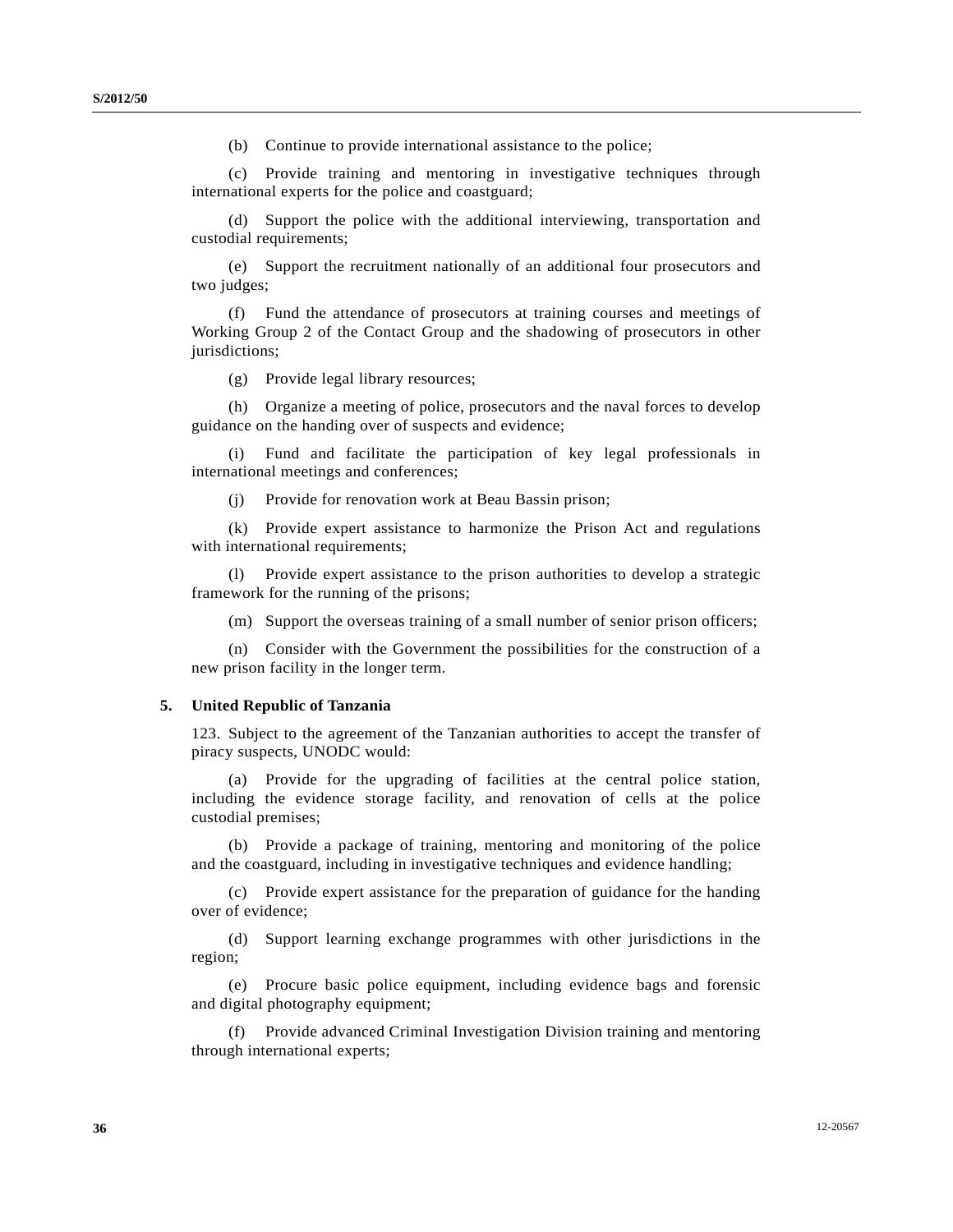(b) Continue to provide international assistance to the police;

(c) Provide training and mentoring in investigative techniques through international experts for the police and coastguard;

(d) Support the police with the additional interviewing, transportation and custodial requirements;

(e) Support the recruitment nationally of an additional four prosecutors and two judges;

(f) Fund the attendance of prosecutors at training courses and meetings of Working Group 2 of the Contact Group and the shadowing of prosecutors in other jurisdictions;

(g) Provide legal library resources;

(h) Organize a meeting of police, prosecutors and the naval forces to develop guidance on the handing over of suspects and evidence;

(i) Fund and facilitate the participation of key legal professionals in international meetings and conferences;

(j) Provide for renovation work at Beau Bassin prison;

(k) Provide expert assistance to harmonize the Prison Act and regulations with international requirements;

(l) Provide expert assistance to the prison authorities to develop a strategic framework for the running of the prisons;

(m) Support the overseas training of a small number of senior prison officers;

(n) Consider with the Government the possibilities for the construction of a new prison facility in the longer term.

### 5. United Republic of Tanzania

123. Subject to the agreement of the Tanzanian authorities to accept the transfer of piracy suspects, UNODC would:

(a) Provide for the upgrading of facilities at the central police station, including the evidence storage facility, and renovation of cells at the police custodial premises;

(b) Provide a package of training, mentoring and monitoring of the police and the coastguard, including in investigative techniques and evidence handling;

(c) Provide expert assistance for the preparation of guidance for the handing over of evidence;

(d) Support learning exchange programmes with other jurisdictions in the region;

(e) Procure basic police equipment, including evidence bags and forensic and digital photography equipment;

(f) Provide advanced Criminal Investigation Division training and mentoring through international experts;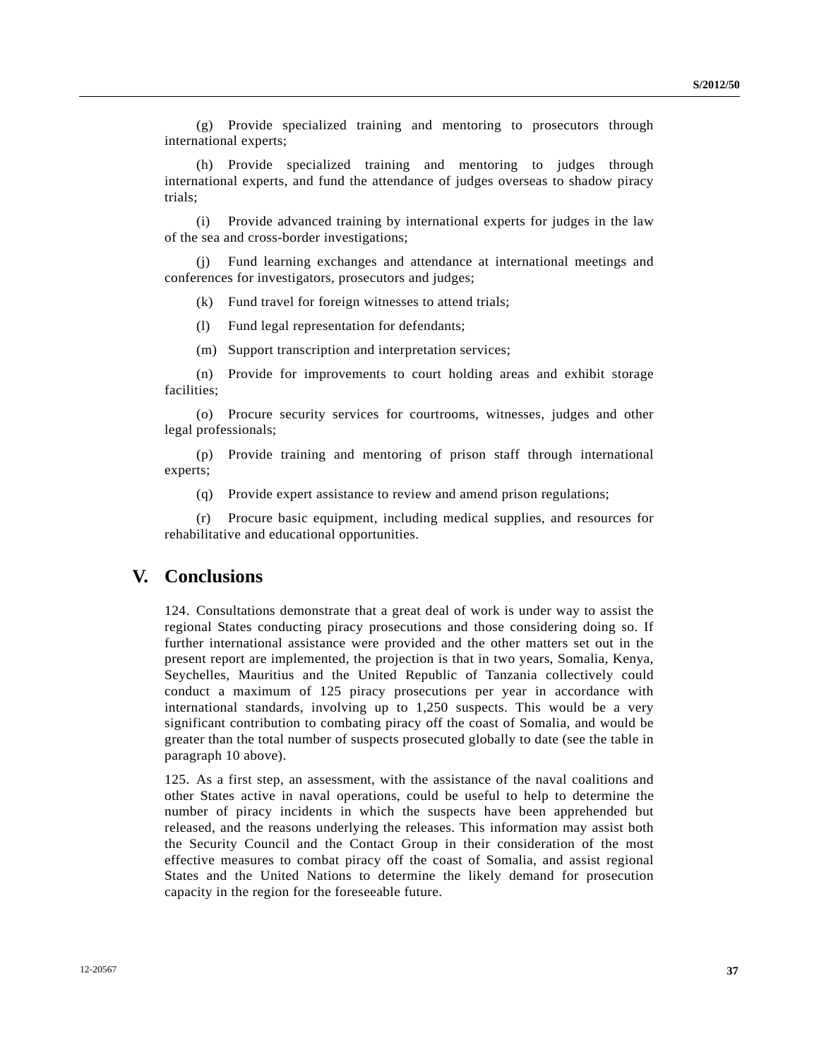(g) Provide specialized training and mentoring to prosecutors through international experts;

(h) Provide specialized training and mentoring to judges through international experts, and fund the attendance of judges overseas to shadow piracy trials;

(i) Provide advanced training by international experts for judges in the law of the sea and cross-border investigations;

(j) Fund learning exchanges and attendance at international meetings and conferences for investigators, prosecutors and judges;

(k) Fund travel for foreign witnesses to attend trials;

(l) Fund legal representation for defendants;

(m) Support transcription and interpretation services;

(n) Provide for improvements to court holding areas and exhibit storage facilities;

(o) Procure security services for courtrooms, witnesses, judges and other legal professionals;

(p) Provide training and mentoring of prison staff through international experts;

(q) Provide expert assistance to review and amend prison regulations;

(r) Procure basic equipment, including medical supplies, and resources for rehabilitative and educational opportunities.

## V. Conclusions

124. Consultations demonstrate that a great deal of work is under way to assist the regional States conducting piracy prosecutions and those considering doing so. If further international assistance were provided and the other matters set out in the present report are implemented, the projection is that in two years, Somalia, Kenya, Seychelles, Mauritius and the United Republic of Tanzania collectively could conduct a maximum of 125 piracy prosecutions per year in accordance with international standards, involving up to 1,250 suspects. This would be a very significant contribution to combating piracy off the coast of Somalia, and would be greater than the total number of suspects prosecuted globally to date (see the table in paragraph 10 above).

125. As a first step, an assessment, with the assistance of the naval coalitions and other States active in naval operations, could be useful to help to determine the number of piracy incidents in which the suspects have been apprehended but released, and the reasons underlying the releases. This information may assist both the Security Council and the Contact Group in their consideration of the most effective measures to combat piracy off the coast of Somalia, and assist regional States and the United Nations to determine the likely demand for prosecution capacity in the region for the foreseeable future.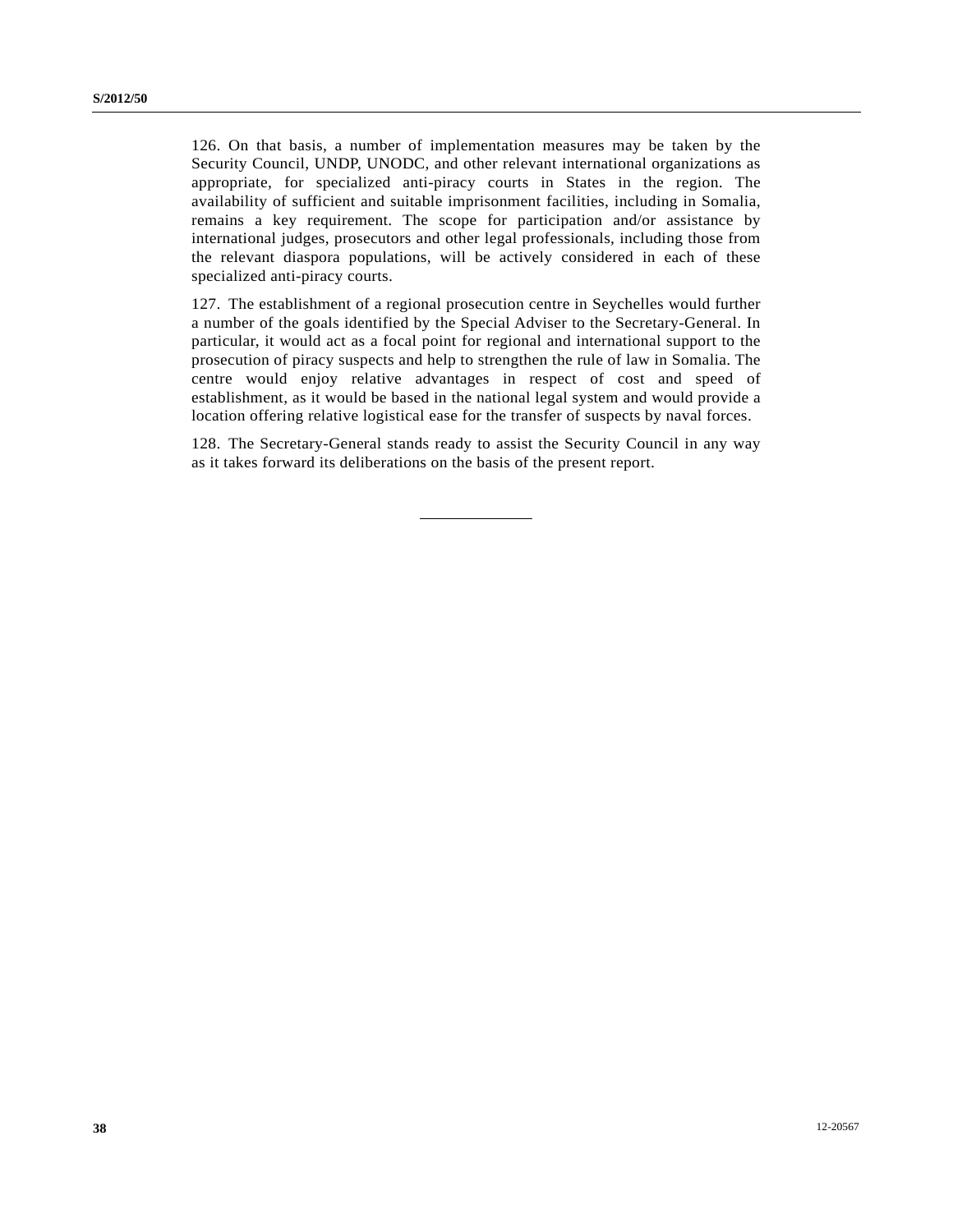126. On that basis, a number of implementation measures may be taken by the Security Council, UNDP, UNODC, and other relevant international organizations as appropriate, for specialized anti-piracy courts in States in the region. The availability of sufficient and suitable imprisonment facilities, including in Somalia, remains a key requirement. The scope for participation and/or assistance by international judges, prosecutors and other legal professionals, including those from the relevant diaspora populations, will be actively considered in each of these specialized anti-piracy courts.

127. The establishment of a regional prosecution centre in Seychelles would further a number of the goals identified by the Special Adviser to the Secretary-General. In particular, it would act as a focal point for regional and international support to the prosecution of piracy suspects and help to strengthen the rule of law in Somalia. The centre would enjoy relative advantages in respect of cost and speed of establishment, as it would be based in the national legal system and would provide a location offering relative logistical ease for the transfer of suspects by naval forces.

128. The Secretary-General stands ready to assist the Security Council in any way as it takes forward its deliberations on the basis of the present report.